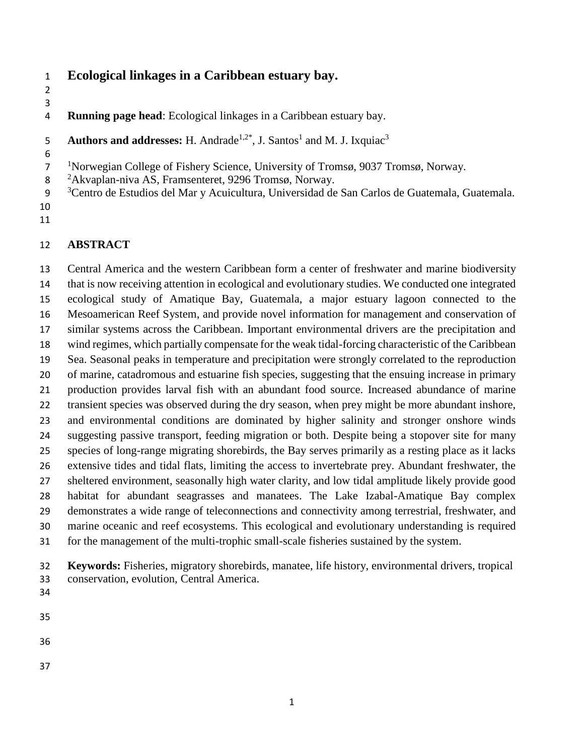# Ecological linkages in a Caribbean estuary bay.

**Running page head**: Ecological linkages in a Caribbean estuary bay.

**Authors and addresses:** H. Andrade[1,2*], J. Santos[1] and M. J. Ixquiac[3]

[1]Norwegian College of Fishery Science, University of Tromsø, 9037 Tromsø, Norway.
[2]Akvaplan-niva AS, Framsenteret, 9296 Tromsø, Norway.
[3]Centro de Estudios del Mar y Acuicultura, Universidad de San Carlos de Guatemala, Guatemala.

## ABSTRACT

Central America and the western Caribbean form a center of freshwater and marine biodiversity that is now receiving attention in ecological and evolutionary studies. We conducted one integrated ecological study of Amatique Bay, Guatemala, a major estuary lagoon connected to the Mesoamerican Reef System, and provide novel information for management and conservation of similar systems across the Caribbean. Important environmental drivers are the precipitation and wind regimes, which partially compensate for the weak tidal-forcing characteristic of the Caribbean Sea. Seasonal peaks in temperature and precipitation were strongly correlated to the reproduction of marine, catadromous and estuarine fish species, suggesting that the ensuing increase in primary production provides larval fish with an abundant food source. Increased abundance of marine transient species was observed during the dry season, when prey might be more abundant inshore, and environmental conditions are dominated by higher salinity and stronger onshore winds suggesting passive transport, feeding migration or both. Despite being a stopover site for many species of long-range migrating shorebirds, the Bay serves primarily as a resting place as it lacks extensive tides and tidal flats, limiting the access to invertebrate prey. Abundant freshwater, the sheltered environment, seasonally high water clarity, and low tidal amplitude likely provide good habitat for abundant seagrasses and manatees. The Lake Izabal-Amatique Bay complex demonstrates a wide range of teleconnections and connectivity among terrestrial, freshwater, and marine oceanic and reef ecosystems. This ecological and evolutionary understanding is required for the management of the multi-trophic small-scale fisheries sustained by the system.

**Keywords:** Fisheries, migratory shorebirds, manatee, life history, environmental drivers, tropical conservation, evolution, Central America.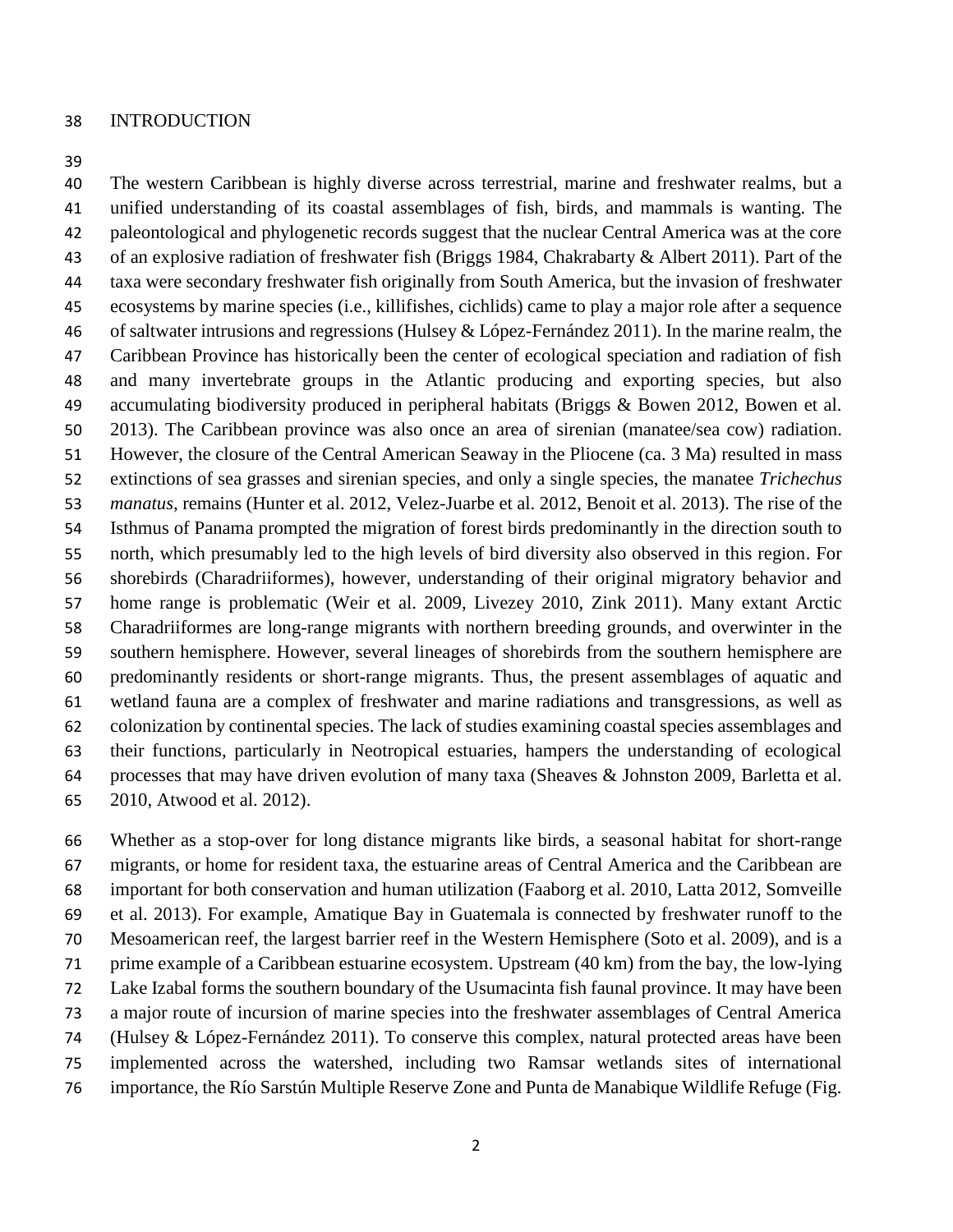## INTRODUCTION

The western Caribbean is highly diverse across terrestrial, marine and freshwater realms, but a unified understanding of its coastal assemblages of fish, birds, and mammals is wanting. The paleontological and phylogenetic records suggest that the nuclear Central America was at the core of an explosive radiation of freshwater fish (Briggs 1984, Chakrabarty & Albert 2011). Part of the taxa were secondary freshwater fish originally from South America, but the invasion of freshwater ecosystems by marine species (i.e., killifishes, cichlids) came to play a major role after a sequence of saltwater intrusions and regressions (Hulsey & López-Fernández 2011). In the marine realm, the Caribbean Province has historically been the center of ecological speciation and radiation of fish and many invertebrate groups in the Atlantic producing and exporting species, but also accumulating biodiversity produced in peripheral habitats (Briggs & Bowen 2012, Bowen et al. 2013). The Caribbean province was also once an area of sirenian (manatee/sea cow) radiation. However, the closure of the Central American Seaway in the Pliocene (ca. 3 Ma) resulted in mass extinctions of sea grasses and sirenian species, and only a single species, the manatee *Trichechus manatus*, remains (Hunter et al. 2012, Velez-Juarbe et al. 2012, Benoit et al. 2013). The rise of the Isthmus of Panama prompted the migration of forest birds predominantly in the direction south to north, which presumably led to the high levels of bird diversity also observed in this region. For shorebirds (Charadriiformes), however, understanding of their original migratory behavior and home range is problematic (Weir et al. 2009, Livezey 2010, Zink 2011). Many extant Arctic Charadriiformes are long-range migrants with northern breeding grounds, and overwinter in the southern hemisphere. However, several lineages of shorebirds from the southern hemisphere are predominantly residents or short-range migrants. Thus, the present assemblages of aquatic and wetland fauna are a complex of freshwater and marine radiations and transgressions, as well as colonization by continental species. The lack of studies examining coastal species assemblages and their functions, particularly in Neotropical estuaries, hampers the understanding of ecological processes that may have driven evolution of many taxa (Sheaves & Johnston 2009, Barletta et al. 2010, Atwood et al. 2012).

Whether as a stop-over for long distance migrants like birds, a seasonal habitat for short-range migrants, or home for resident taxa, the estuarine areas of Central America and the Caribbean are important for both conservation and human utilization (Faaborg et al. 2010, Latta 2012, Somveille et al. 2013). For example, Amatique Bay in Guatemala is connected by freshwater runoff to the Mesoamerican reef, the largest barrier reef in the Western Hemisphere (Soto et al. 2009), and is a prime example of a Caribbean estuarine ecosystem. Upstream (40 km) from the bay, the low-lying Lake Izabal forms the southern boundary of the Usumacinta fish faunal province. It may have been a major route of incursion of marine species into the freshwater assemblages of Central America (Hulsey & López-Fernández 2011). To conserve this complex, natural protected areas have been implemented across the watershed, including two Ramsar wetlands sites of international importance, the Río Sarstún Multiple Reserve Zone and Punta de Manabique Wildlife Refuge (Fig.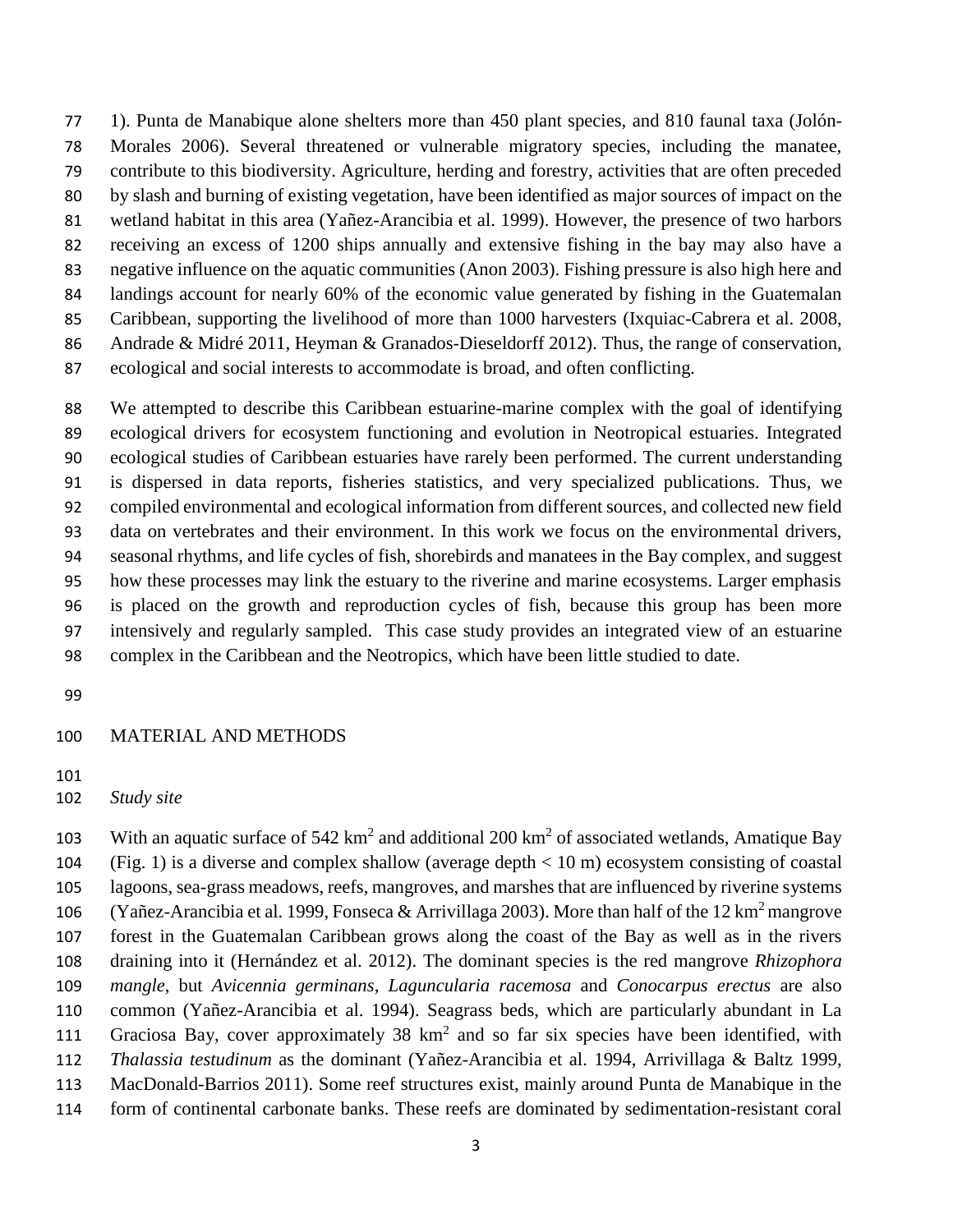1). Punta de Manabique alone shelters more than 450 plant species, and 810 faunal taxa (Jolón-Morales 2006). Several threatened or vulnerable migratory species, including the manatee, contribute to this biodiversity. Agriculture, herding and forestry, activities that are often preceded by slash and burning of existing vegetation, have been identified as major sources of impact on the wetland habitat in this area (Yañez-Arancibia et al. 1999). However, the presence of two harbors receiving an excess of 1200 ships annually and extensive fishing in the bay may also have a negative influence on the aquatic communities (Anon 2003). Fishing pressure is also high here and landings account for nearly 60% of the economic value generated by fishing in the Guatemalan Caribbean, supporting the livelihood of more than 1000 harvesters (Ixquiac-Cabrera et al. 2008, Andrade & Midré 2011, Heyman & Granados-Dieseldorff 2012). Thus, the range of conservation, ecological and social interests to accommodate is broad, and often conflicting.

We attempted to describe this Caribbean estuarine-marine complex with the goal of identifying ecological drivers for ecosystem functioning and evolution in Neotropical estuaries. Integrated ecological studies of Caribbean estuaries have rarely been performed. The current understanding is dispersed in data reports, fisheries statistics, and very specialized publications. Thus, we compiled environmental and ecological information from different sources, and collected new field data on vertebrates and their environment. In this work we focus on the environmental drivers, seasonal rhythms, and life cycles of fish, shorebirds and manatees in the Bay complex, and suggest how these processes may link the estuary to the riverine and marine ecosystems. Larger emphasis is placed on the growth and reproduction cycles of fish, because this group has been more intensively and regularly sampled. This case study provides an integrated view of an estuarine complex in the Caribbean and the Neotropics, which have been little studied to date.

## MATERIAL AND METHODS

### *Study site*

With an aquatic surface of 542 $km^2$ and additional 200 $km^2$ of associated wetlands, Amatique Bay (Fig. 1) is a diverse and complex shallow (average depth < 10 m) ecosystem consisting of coastal lagoons, sea-grass meadows, reefs, mangroves, and marshes that are influenced by riverine systems (Yañez-Arancibia et al. 1999, Fonseca & Arrivillaga 2003). More than half of the 12 $km^2$ mangrove forest in the Guatemalan Caribbean grows along the coast of the Bay as well as in the rivers draining into it (Hernández et al. 2012). The dominant species is the red mangrove *Rhizophora mangle*, but *Avicennia germinans*, *Laguncularia racemosa* and *Conocarpus erectus* are also common (Yañez-Arancibia et al. 1994). Seagrass beds, which are particularly abundant in La Graciosa Bay, cover approximately 38 $km^2$ and so far six species have been identified, with *Thalassia testudinum* as the dominant (Yañez-Arancibia et al. 1994, Arrivillaga & Baltz 1999, MacDonald-Barrios 2011). Some reef structures exist, mainly around Punta de Manabique in the form of continental carbonate banks. These reefs are dominated by sedimentation-resistant coral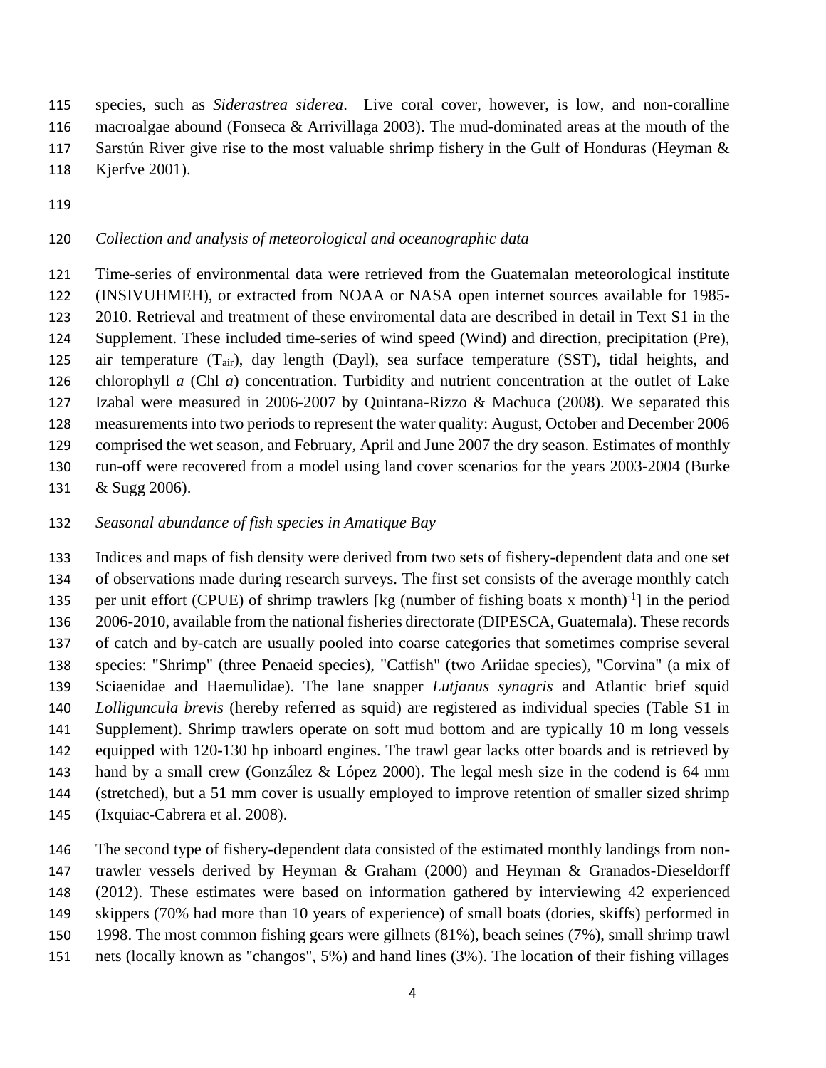species, such as *Siderastrea siderea*. Live coral cover, however, is low, and non-coralline macroalgae abound (Fonseca & Arrivillaga 2003). The mud-dominated areas at the mouth of the Sarstún River give rise to the most valuable shrimp fishery in the Gulf of Honduras (Heyman & Kjerfve 2001).

### *Collection and analysis of meteorological and oceanographic data*

Time-series of environmental data were retrieved from the Guatemalan meteorological institute (INSIVUHMEH), or extracted from NOAA or NASA open internet sources available for 1985-2010. Retrieval and treatment of these enviromental data are described in detail in Text S1 in the Supplement. These included time-series of wind speed (Wind) and direction, precipitation (Pre), air temperature ($T_{air}$), day length (Dayl), sea surface temperature (SST), tidal heights, and chlorophyll *a* (Chl *a*) concentration. Turbidity and nutrient concentration at the outlet of Lake Izabal were measured in 2006-2007 by Quintana-Rizzo & Machuca (2008). We separated this measurements into two periods to represent the water quality: August, October and December 2006 comprised the wet season, and February, April and June 2007 the dry season. Estimates of monthly run-off were recovered from a model using land cover scenarios for the years 2003-2004 (Burke & Sugg 2006).

### *Seasonal abundance of fish species in Amatique Bay*

Indices and maps of fish density were derived from two sets of fishery-dependent data and one set of observations made during research surveys. The first set consists of the average monthly catch per unit effort (CPUE) of shrimp trawlers [kg (number of fishing boats x month)$^{-1}$] in the period 2006-2010, available from the national fisheries directorate (DIPESCA, Guatemala). These records of catch and by-catch are usually pooled into coarse categories that sometimes comprise several species: "Shrimp" (three Penaeid species), "Catfish" (two Ariidae species), "Corvina" (a mix of Sciaenidae and Haemulidae). The lane snapper *Lutjanus synagris* and Atlantic brief squid *Lolliguncula brevis* (hereby referred as squid) are registered as individual species (Table S1 in Supplement). Shrimp trawlers operate on soft mud bottom and are typically 10 m long vessels equipped with 120-130 hp inboard engines. The trawl gear lacks otter boards and is retrieved by hand by a small crew (González & López 2000). The legal mesh size in the codend is 64 mm (stretched), but a 51 mm cover is usually employed to improve retention of smaller sized shrimp (Ixquiac-Cabrera et al. 2008).

The second type of fishery-dependent data consisted of the estimated monthly landings from non-trawler vessels derived by Heyman & Graham (2000) and Heyman & Granados-Dieseldorff (2012). These estimates were based on information gathered by interviewing 42 experienced skippers (70% had more than 10 years of experience) of small boats (dories, skiffs) performed in 1998. The most common fishing gears were gillnets (81%), beach seines (7%), small shrimp trawl nets (locally known as "changos", 5%) and hand lines (3%). The location of their fishing villages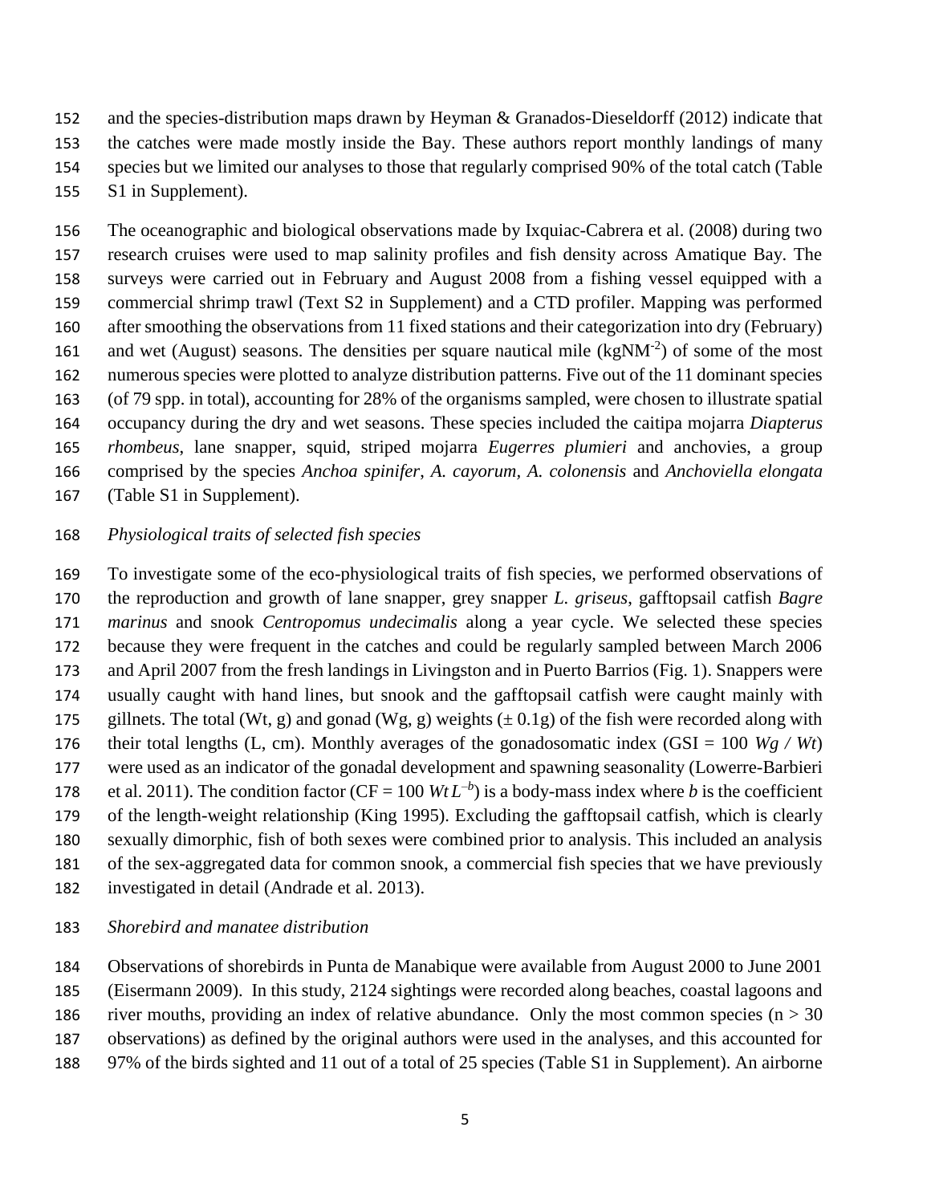and the species-distribution maps drawn by Heyman & Granados-Dieseldorff (2012) indicate that the catches were made mostly inside the Bay. These authors report monthly landings of many species but we limited our analyses to those that regularly comprised 90% of the total catch (Table S1 in Supplement).

The oceanographic and biological observations made by Ixquiac-Cabrera et al. (2008) during two research cruises were used to map salinity profiles and fish density across Amatique Bay. The surveys were carried out in February and August 2008 from a fishing vessel equipped with a commercial shrimp trawl (Text S2 in Supplement) and a CTD profiler. Mapping was performed after smoothing the observations from 11 fixed stations and their categorization into dry (February) and wet (August) seasons. The densities per square nautical mile ($kgNM^{-2}$) of some of the most numerous species were plotted to analyze distribution patterns. Five out of the 11 dominant species (of 79 spp. in total), accounting for 28% of the organisms sampled, were chosen to illustrate spatial occupancy during the dry and wet seasons. These species included the caitipa mojarra *Diapterus rhombeus*, lane snapper, squid, striped mojarra *Eugerres plumieri* and anchovies, a group comprised by the species *Anchoa spinifer*, *A. cayorum*, *A. colonensis* and *Anchoviella elongata* (Table S1 in Supplement).

*Physiological traits of selected fish species*

To investigate some of the eco-physiological traits of fish species, we performed observations of the reproduction and growth of lane snapper, grey snapper *L. griseus*, gafftopsail catfish *Bagre marinus* and snook *Centropomus undecimalis* along a year cycle. We selected these species because they were frequent in the catches and could be regularly sampled between March 2006 and April 2007 from the fresh landings in Livingston and in Puerto Barrios (Fig. 1). Snappers were usually caught with hand lines, but snook and the gafftopsail catfish were caught mainly with gillnets. The total (Wt, g) and gonad (Wg, g) weights ($\pm$ 0.1g) of the fish were recorded along with their total lengths (L, cm). Monthly averages of the gonadosomatic index ($GSI = 100\ Wg / Wt$) were used as an indicator of the gonadal development and spawning seasonality (Lowerre-Barbieri et al. 2011). The condition factor ($CF = 100\ Wt\,L^{-b}$) is a body-mass index where $b$ is the coefficient of the length-weight relationship (King 1995). Excluding the gafftopsail catfish, which is clearly sexually dimorphic, fish of both sexes were combined prior to analysis. This included an analysis of the sex-aggregated data for common snook, a commercial fish species that we have previously investigated in detail (Andrade et al. 2013).

*Shorebird and manatee distribution*

Observations of shorebirds in Punta de Manabique were available from August 2000 to June 2001 (Eisermann 2009). In this study, 2124 sightings were recorded along beaches, coastal lagoons and river mouths, providing an index of relative abundance. Only the most common species ($n > 30$ observations) as defined by the original authors were used in the analyses, and this accounted for 97% of the birds sighted and 11 out of a total of 25 species (Table S1 in Supplement). An airborne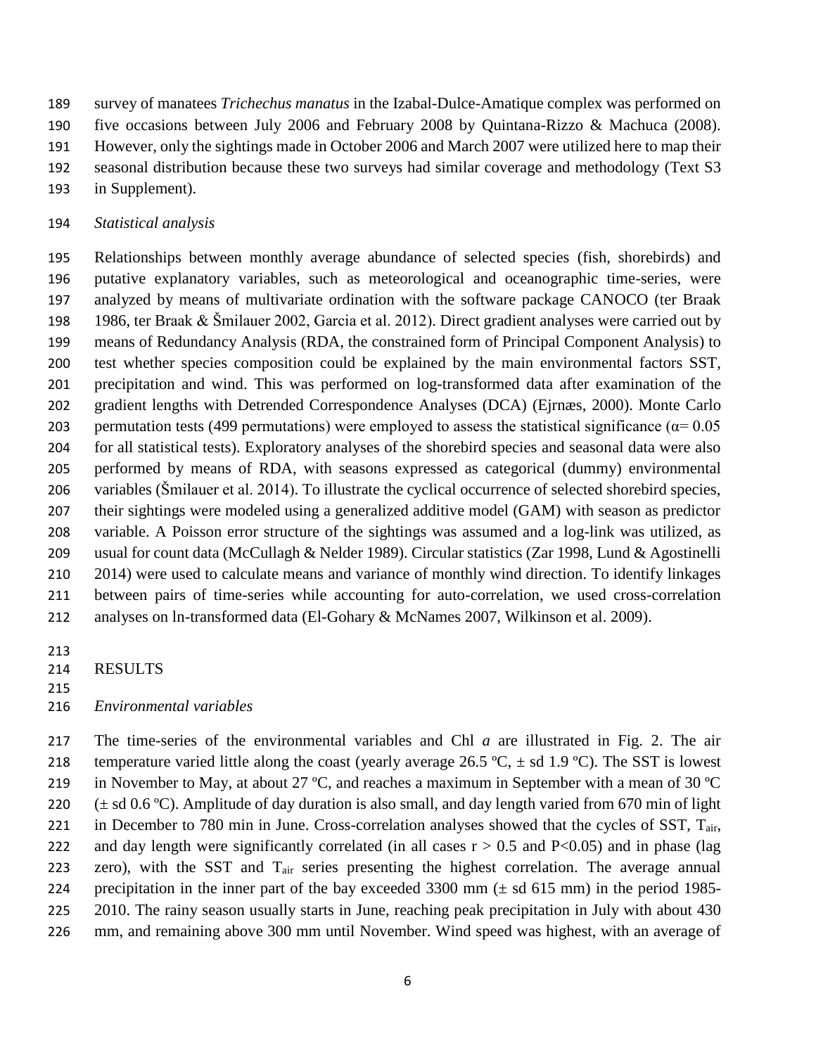survey of manatees *Trichechus manatus* in the Izabal-Dulce-Amatique complex was performed on five occasions between July 2006 and February 2008 by Quintana-Rizzo & Machuca (2008). However, only the sightings made in October 2006 and March 2007 were utilized here to map their seasonal distribution because these two surveys had similar coverage and methodology (Text S3 in Supplement).

*Statistical analysis*

Relationships between monthly average abundance of selected species (fish, shorebirds) and putative explanatory variables, such as meteorological and oceanographic time-series, were analyzed by means of multivariate ordination with the software package CANOCO (ter Braak 1986, ter Braak & Šmilauer 2002, Garcia et al. 2012). Direct gradient analyses were carried out by means of Redundancy Analysis (RDA, the constrained form of Principal Component Analysis) to test whether species composition could be explained by the main environmental factors SST, precipitation and wind. This was performed on log-transformed data after examination of the gradient lengths with Detrended Correspondence Analyses (DCA) (Ejrnæs, 2000). Monte Carlo permutation tests (499 permutations) were employed to assess the statistical significance ($\alpha = 0.05$ for all statistical tests). Exploratory analyses of the shorebird species and seasonal data were also performed by means of RDA, with seasons expressed as categorical (dummy) environmental variables (Šmilauer et al. 2014). To illustrate the cyclical occurrence of selected shorebird species, their sightings were modeled using a generalized additive model (GAM) with season as predictor variable. A Poisson error structure of the sightings was assumed and a log-link was utilized, as usual for count data (McCullagh & Nelder 1989). Circular statistics (Zar 1998, Lund & Agostinelli 2014) were used to calculate means and variance of monthly wind direction. To identify linkages between pairs of time-series while accounting for auto-correlation, we used cross-correlation analyses on ln-transformed data (El-Gohary & McNames 2007, Wilkinson et al. 2009).

## RESULTS

*Environmental variables*

The time-series of the environmental variables and Chl *a* are illustrated in Fig. 2. The air temperature varied little along the coast (yearly average 26.5 ºC, ± sd 1.9 ºC). The SST is lowest in November to May, at about 27 ºC, and reaches a maximum in September with a mean of 30 ºC (± sd 0.6 ºC). Amplitude of day duration is also small, and day length varied from 670 min of light in December to 780 min in June. Cross-correlation analyses showed that the cycles of SST, $T_{air}$, and day length were significantly correlated (in all cases $r > 0.5$ and $P<0.05$) and in phase (lag zero), with the SST and $T_{air}$ series presenting the highest correlation. The average annual precipitation in the inner part of the bay exceeded 3300 mm (± sd 615 mm) in the period 1985-2010. The rainy season usually starts in June, reaching peak precipitation in July with about 430 mm, and remaining above 300 mm until November. Wind speed was highest, with an average of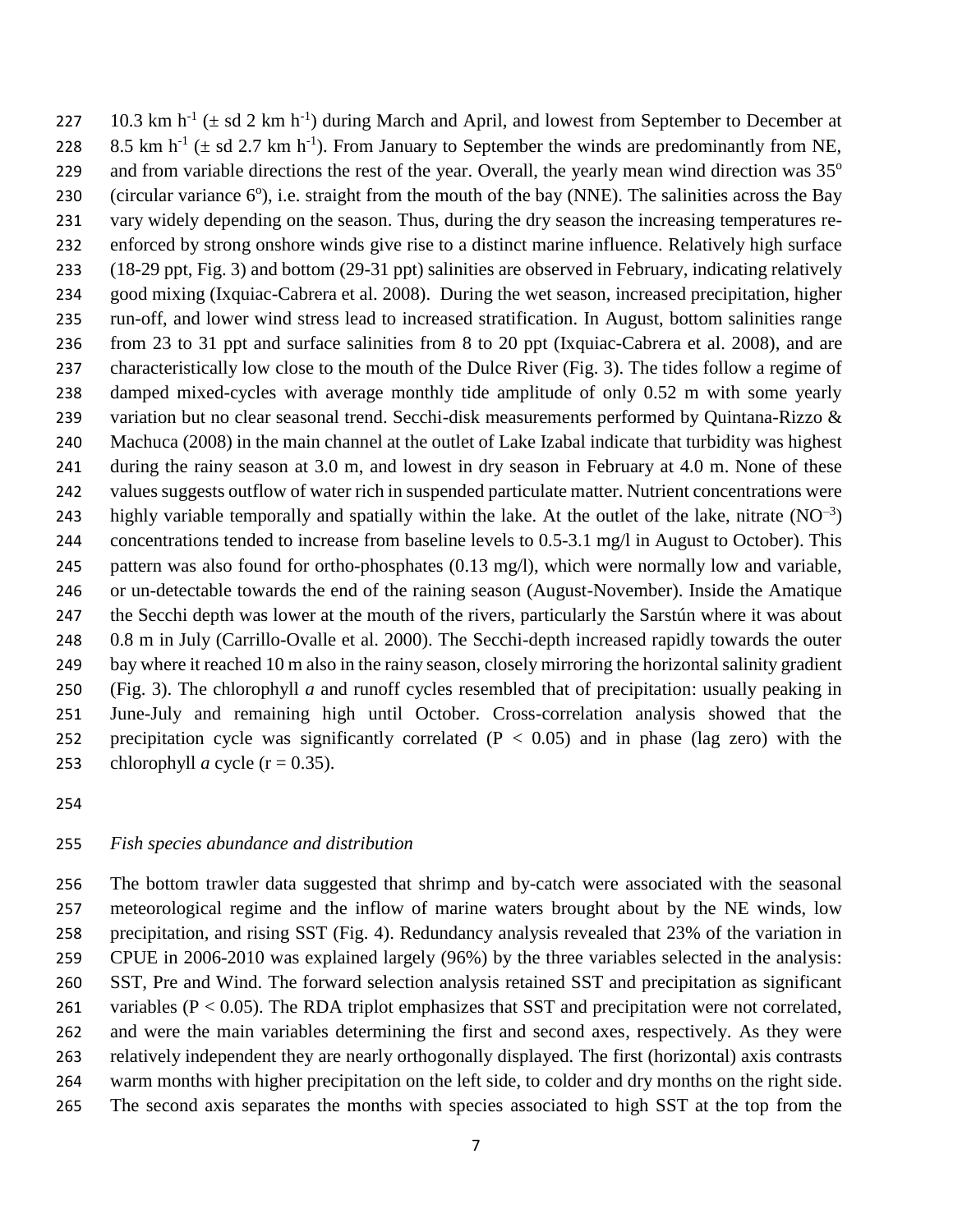10.3 km $h^{-1}$ (± sd 2 km $h^{-1}$) during March and April, and lowest from September to December at 8.5 km $h^{-1}$ (± sd 2.7 km $h^{-1}$). From January to September the winds are predominantly from NE, and from variable directions the rest of the year. Overall, the yearly mean wind direction was 35° (circular variance 6°), i.e. straight from the mouth of the bay (NNE). The salinities across the Bay vary widely depending on the season. Thus, during the dry season the increasing temperatures re-enforced by strong onshore winds give rise to a distinct marine influence. Relatively high surface (18-29 ppt, Fig. 3) and bottom (29-31 ppt) salinities are observed in February, indicating relatively good mixing (Ixquiac-Cabrera et al. 2008). During the wet season, increased precipitation, higher run-off, and lower wind stress lead to increased stratification. In August, bottom salinities range from 23 to 31 ppt and surface salinities from 8 to 20 ppt (Ixquiac-Cabrera et al. 2008), and are characteristically low close to the mouth of the Dulce River (Fig. 3). The tides follow a regime of damped mixed-cycles with average monthly tide amplitude of only 0.52 m with some yearly variation but no clear seasonal trend. Secchi-disk measurements performed by Quintana-Rizzo & Machuca (2008) in the main channel at the outlet of Lake Izabal indicate that turbidity was highest during the rainy season at 3.0 m, and lowest in dry season in February at 4.0 m. None of these values suggests outflow of water rich in suspended particulate matter. Nutrient concentrations were highly variable temporally and spatially within the lake. At the outlet of the lake, nitrate ($NO^{-3}$) concentrations tended to increase from baseline levels to 0.5-3.1 mg/l in August to October). This pattern was also found for ortho-phosphates (0.13 mg/l), which were normally low and variable, or un-detectable towards the end of the raining season (August-November). Inside the Amatique the Secchi depth was lower at the mouth of the rivers, particularly the Sarstún where it was about 0.8 m in July (Carrillo-Ovalle et al. 2000). The Secchi-depth increased rapidly towards the outer bay where it reached 10 m also in the rainy season, closely mirroring the horizontal salinity gradient (Fig. 3). The chlorophyll *a* and runoff cycles resembled that of precipitation: usually peaking in June-July and remaining high until October. Cross-correlation analysis showed that the precipitation cycle was significantly correlated ($P < 0.05$) and in phase (lag zero) with the chlorophyll *a* cycle ($r = 0.35$).

### *Fish species abundance and distribution*

The bottom trawler data suggested that shrimp and by-catch were associated with the seasonal meteorological regime and the inflow of marine waters brought about by the NE winds, low precipitation, and rising SST (Fig. 4). Redundancy analysis revealed that 23% of the variation in CPUE in 2006-2010 was explained largely (96%) by the three variables selected in the analysis: SST, Pre and Wind. The forward selection analysis retained SST and precipitation as significant variables ($P < 0.05$). The RDA triplot emphasizes that SST and precipitation were not correlated, and were the main variables determining the first and second axes, respectively. As they were relatively independent they are nearly orthogonally displayed. The first (horizontal) axis contrasts warm months with higher precipitation on the left side, to colder and dry months on the right side. The second axis separates the months with species associated to high SST at the top from the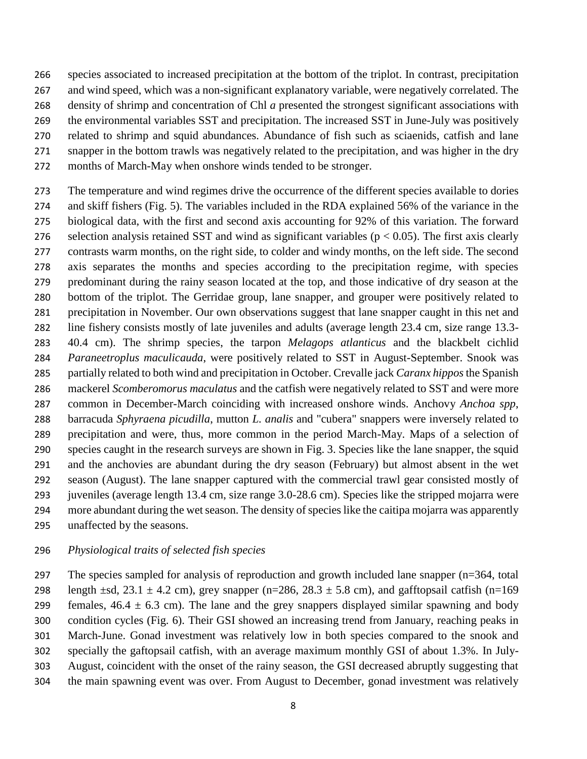species associated to increased precipitation at the bottom of the triplot. In contrast, precipitation and wind speed, which was a non-significant explanatory variable, were negatively correlated. The density of shrimp and concentration of Chl *a* presented the strongest significant associations with the environmental variables SST and precipitation. The increased SST in June-July was positively related to shrimp and squid abundances. Abundance of fish such as sciaenids, catfish and lane snapper in the bottom trawls was negatively related to the precipitation, and was higher in the dry months of March-May when onshore winds tended to be stronger.

The temperature and wind regimes drive the occurrence of the different species available to dories and skiff fishers (Fig. 5). The variables included in the RDA explained 56% of the variance in the biological data, with the first and second axis accounting for 92% of this variation. The forward selection analysis retained SST and wind as significant variables ($p < 0.05$). The first axis clearly contrasts warm months, on the right side, to colder and windy months, on the left side. The second axis separates the months and species according to the precipitation regime, with species predominant during the rainy season located at the top, and those indicative of dry season at the bottom of the triplot. The Gerridae group, lane snapper, and grouper were positively related to precipitation in November. Our own observations suggest that lane snapper caught in this net and line fishery consists mostly of late juveniles and adults (average length 23.4 cm, size range 13.3-40.4 cm). The shrimp species, the tarpon *Melagops atlanticus* and the blackbelt cichlid *Paraneetroplus maculicauda*, were positively related to SST in August-September. Snook was partially related to both wind and precipitation in October. Crevalle jack *Caranx hippos* the Spanish mackerel *Scomberomorus maculatus* and the catfish were negatively related to SST and were more common in December-March coinciding with increased onshore winds. Anchovy *Anchoa spp*, barracuda *Sphyraena picudilla*, mutton *L. analis* and "cubera" snappers were inversely related to precipitation and were, thus, more common in the period March-May. Maps of a selection of species caught in the research surveys are shown in Fig. 3. Species like the lane snapper, the squid and the anchovies are abundant during the dry season (February) but almost absent in the wet season (August). The lane snapper captured with the commercial trawl gear consisted mostly of juveniles (average length 13.4 cm, size range 3.0-28.6 cm). Species like the stripped mojarra were more abundant during the wet season. The density of species like the caitipa mojarra was apparently unaffected by the seasons.

*Physiological traits of selected fish species*

The species sampled for analysis of reproduction and growth included lane snapper (n=364, total length ±sd, 23.1 ± 4.2 cm), grey snapper (n=286, 28.3 ± 5.8 cm), and gafftopsail catfish (n=169 females, 46.4 ± 6.3 cm). The lane and the grey snappers displayed similar spawning and body condition cycles (Fig. 6). Their GSI showed an increasing trend from January, reaching peaks in March-June. Gonad investment was relatively low in both species compared to the snook and specially the gaftopsail catfish, with an average maximum monthly GSI of about 1.3%. In July-August, coincident with the onset of the rainy season, the GSI decreased abruptly suggesting that the main spawning event was over. From August to December, gonad investment was relatively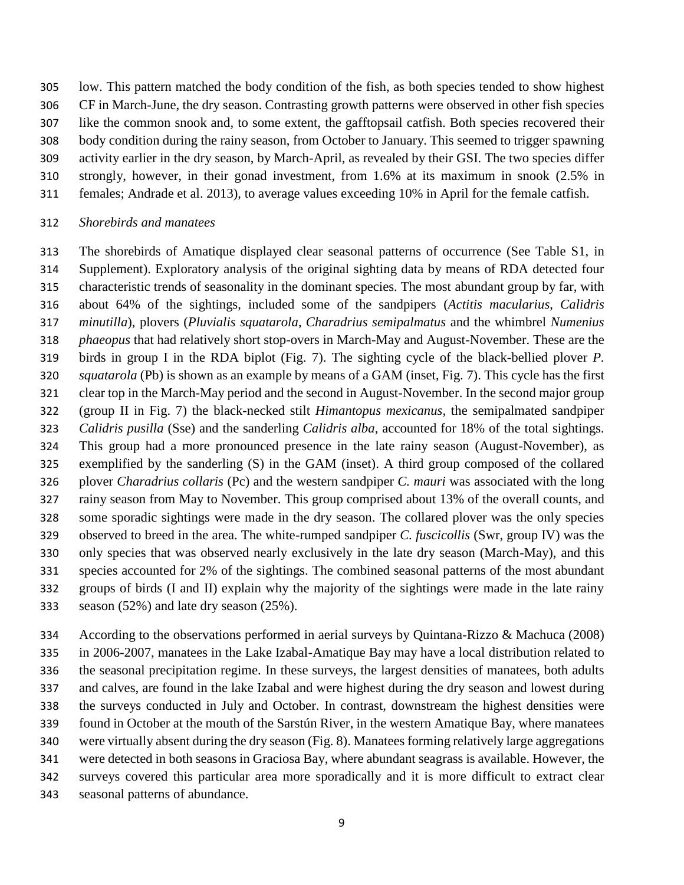low. This pattern matched the body condition of the fish, as both species tended to show highest CF in March-June, the dry season. Contrasting growth patterns were observed in other fish species like the common snook and, to some extent, the gafftopsail catfish. Both species recovered their body condition during the rainy season, from October to January. This seemed to trigger spawning activity earlier in the dry season, by March-April, as revealed by their GSI. The two species differ strongly, however, in their gonad investment, from 1.6% at its maximum in snook (2.5% in females; Andrade et al. 2013), to average values exceeding 10% in April for the female catfish.

### *Shorebirds and manatees*

The shorebirds of Amatique displayed clear seasonal patterns of occurrence (See Table S1, in Supplement). Exploratory analysis of the original sighting data by means of RDA detected four characteristic trends of seasonality in the dominant species. The most abundant group by far, with about 64% of the sightings, included some of the sandpipers (*Actitis macularius*, *Calidris minutilla*), plovers (*Pluvialis squatarola*, *Charadrius semipalmatus* and the whimbrel *Numenius phaeopus* that had relatively short stop-overs in March-May and August-November. These are the birds in group I in the RDA biplot (Fig. 7). The sighting cycle of the black-bellied plover *P. squatarola* (Pb) is shown as an example by means of a GAM (inset, Fig. 7). This cycle has the first clear top in the March-May period and the second in August-November. In the second major group (group II in Fig. 7) the black-necked stilt *Himantopus mexicanus*, the semipalmated sandpiper *Calidris pusilla* (Sse) and the sanderling *Calidris alba*, accounted for 18% of the total sightings. This group had a more pronounced presence in the late rainy season (August-November), as exemplified by the sanderling (S) in the GAM (inset). A third group composed of the collared plover *Charadrius collaris* (Pc) and the western sandpiper *C. mauri* was associated with the long rainy season from May to November. This group comprised about 13% of the overall counts, and some sporadic sightings were made in the dry season. The collared plover was the only species observed to breed in the area. The white-rumped sandpiper *C. fuscicollis* (Swr, group IV) was the only species that was observed nearly exclusively in the late dry season (March-May), and this species accounted for 2% of the sightings. The combined seasonal patterns of the most abundant groups of birds (I and II) explain why the majority of the sightings were made in the late rainy season (52%) and late dry season (25%).

According to the observations performed in aerial surveys by Quintana-Rizzo & Machuca (2008) in 2006-2007, manatees in the Lake Izabal-Amatique Bay may have a local distribution related to the seasonal precipitation regime. In these surveys, the largest densities of manatees, both adults and calves, are found in the lake Izabal and were highest during the dry season and lowest during the surveys conducted in July and October. In contrast, downstream the highest densities were found in October at the mouth of the Sarstún River, in the western Amatique Bay, where manatees were virtually absent during the dry season (Fig. 8). Manatees forming relatively large aggregations were detected in both seasons in Graciosa Bay, where abundant seagrass is available. However, the surveys covered this particular area more sporadically and it is more difficult to extract clear seasonal patterns of abundance.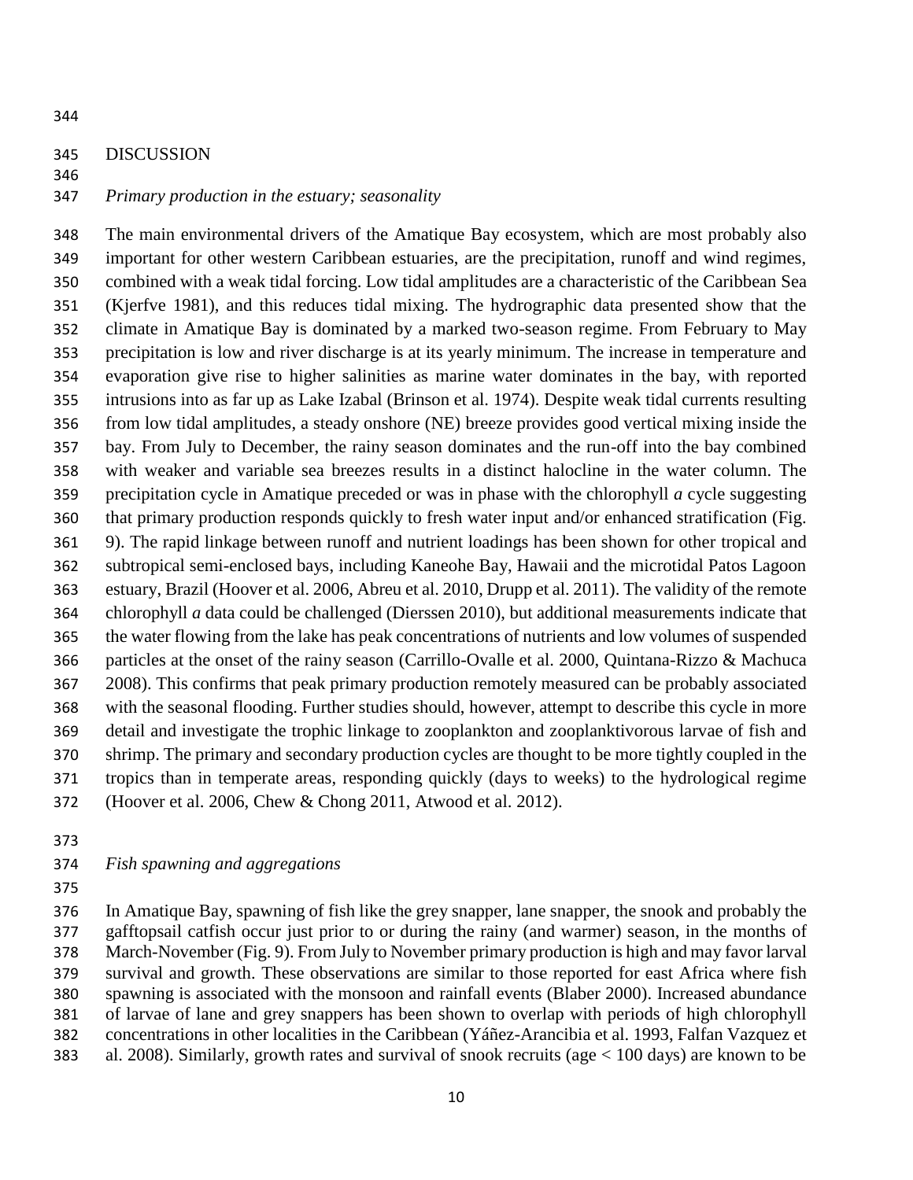## DISCUSSION

### *Primary production in the estuary; seasonality*

The main environmental drivers of the Amatique Bay ecosystem, which are most probably also important for other western Caribbean estuaries, are the precipitation, runoff and wind regimes, combined with a weak tidal forcing. Low tidal amplitudes are a characteristic of the Caribbean Sea (Kjerfve 1981), and this reduces tidal mixing. The hydrographic data presented show that the climate in Amatique Bay is dominated by a marked two-season regime. From February to May precipitation is low and river discharge is at its yearly minimum. The increase in temperature and evaporation give rise to higher salinities as marine water dominates in the bay, with reported intrusions into as far up as Lake Izabal (Brinson et al. 1974). Despite weak tidal currents resulting from low tidal amplitudes, a steady onshore (NE) breeze provides good vertical mixing inside the bay. From July to December, the rainy season dominates and the run-off into the bay combined with weaker and variable sea breezes results in a distinct halocline in the water column. The precipitation cycle in Amatique preceded or was in phase with the chlorophyll *a* cycle suggesting that primary production responds quickly to fresh water input and/or enhanced stratification (Fig. 9). The rapid linkage between runoff and nutrient loadings has been shown for other tropical and subtropical semi-enclosed bays, including Kaneohe Bay, Hawaii and the microtidal Patos Lagoon estuary, Brazil (Hoover et al. 2006, Abreu et al. 2010, Drupp et al. 2011). The validity of the remote chlorophyll *a* data could be challenged (Dierssen 2010), but additional measurements indicate that the water flowing from the lake has peak concentrations of nutrients and low volumes of suspended particles at the onset of the rainy season (Carrillo-Ovalle et al. 2000, Quintana-Rizzo & Machuca 2008). This confirms that peak primary production remotely measured can be probably associated with the seasonal flooding. Further studies should, however, attempt to describe this cycle in more detail and investigate the trophic linkage to zooplankton and zooplanktivorous larvae of fish and shrimp. The primary and secondary production cycles are thought to be more tightly coupled in the tropics than in temperate areas, responding quickly (days to weeks) to the hydrological regime (Hoover et al. 2006, Chew & Chong 2011, Atwood et al. 2012).

### *Fish spawning and aggregations*

In Amatique Bay, spawning of fish like the grey snapper, lane snapper, the snook and probably the gafftopsail catfish occur just prior to or during the rainy (and warmer) season, in the months of March-November (Fig. 9). From July to November primary production is high and may favor larval survival and growth. These observations are similar to those reported for east Africa where fish spawning is associated with the monsoon and rainfall events (Blaber 2000). Increased abundance of larvae of lane and grey snappers has been shown to overlap with periods of high chlorophyll concentrations in other localities in the Caribbean (Yáñez-Arancibia et al. 1993, Falfan Vazquez et al. 2008). Similarly, growth rates and survival of snook recruits (age < 100 days) are known to be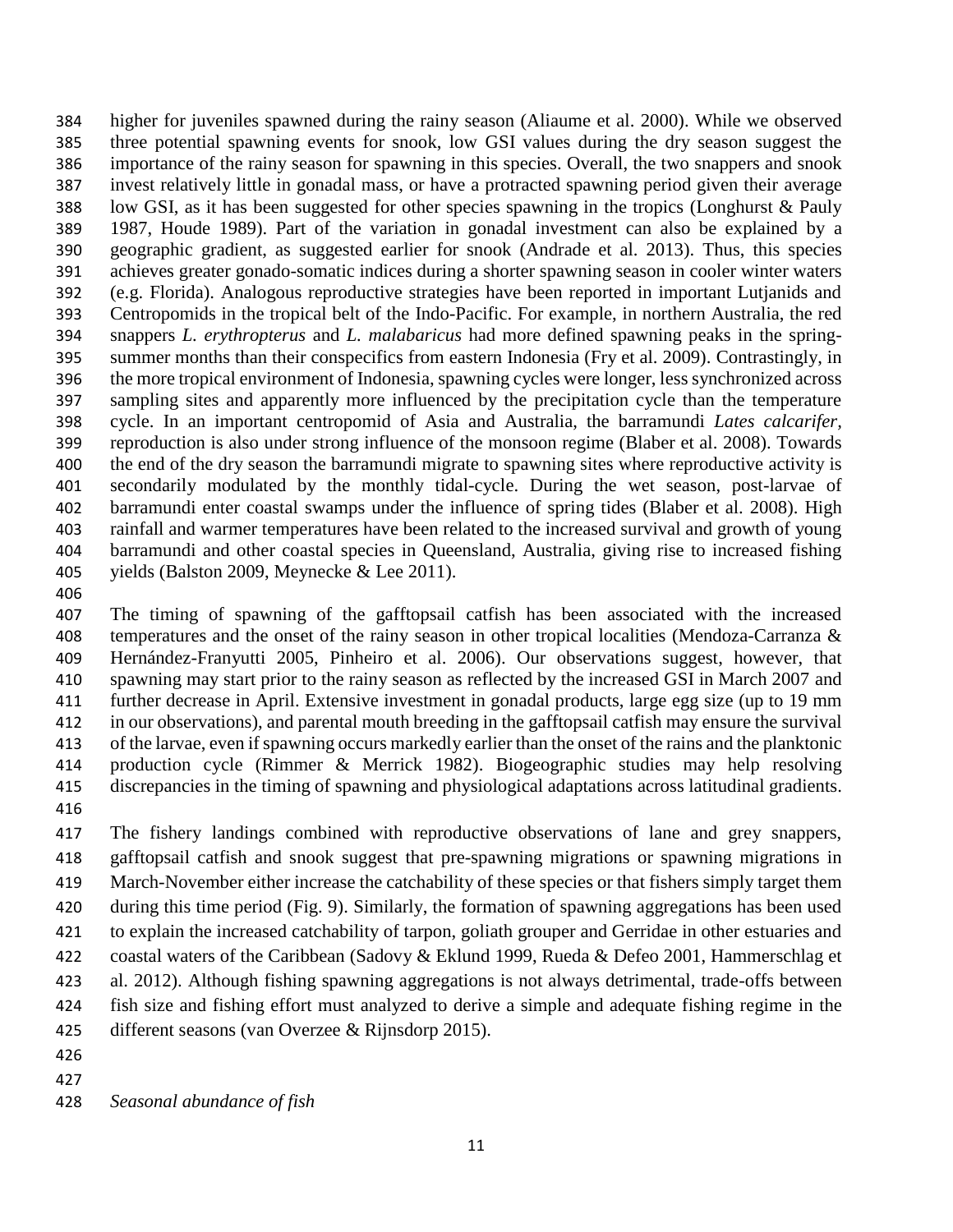higher for juveniles spawned during the rainy season (Aliaume et al. 2000). While we observed three potential spawning events for snook, low GSI values during the dry season suggest the importance of the rainy season for spawning in this species. Overall, the two snappers and snook invest relatively little in gonadal mass, or have a protracted spawning period given their average low GSI, as it has been suggested for other species spawning in the tropics (Longhurst & Pauly 1987, Houde 1989). Part of the variation in gonadal investment can also be explained by a geographic gradient, as suggested earlier for snook (Andrade et al. 2013). Thus, this species achieves greater gonado-somatic indices during a shorter spawning season in cooler winter waters (e.g. Florida). Analogous reproductive strategies have been reported in important Lutjanids and Centropomids in the tropical belt of the Indo-Pacific. For example, in northern Australia, the red snappers *L. erythropterus* and *L. malabaricus* had more defined spawning peaks in the spring-summer months than their conspecifics from eastern Indonesia (Fry et al. 2009). Contrastingly, in the more tropical environment of Indonesia, spawning cycles were longer, less synchronized across sampling sites and apparently more influenced by the precipitation cycle than the temperature cycle. In an important centropomid of Asia and Australia, the barramundi *Lates calcarifer*, reproduction is also under strong influence of the monsoon regime (Blaber et al. 2008). Towards the end of the dry season the barramundi migrate to spawning sites where reproductive activity is secondarily modulated by the monthly tidal-cycle. During the wet season, post-larvae of barramundi enter coastal swamps under the influence of spring tides (Blaber et al. 2008). High rainfall and warmer temperatures have been related to the increased survival and growth of young barramundi and other coastal species in Queensland, Australia, giving rise to increased fishing yields (Balston 2009, Meynecke & Lee 2011).

The timing of spawning of the gafftopsail catfish has been associated with the increased temperatures and the onset of the rainy season in other tropical localities (Mendoza-Carranza & Hernández-Franyutti 2005, Pinheiro et al. 2006). Our observations suggest, however, that spawning may start prior to the rainy season as reflected by the increased GSI in March 2007 and further decrease in April. Extensive investment in gonadal products, large egg size (up to 19 mm in our observations), and parental mouth breeding in the gafftopsail catfish may ensure the survival of the larvae, even if spawning occurs markedly earlier than the onset of the rains and the planktonic production cycle (Rimmer & Merrick 1982). Biogeographic studies may help resolving discrepancies in the timing of spawning and physiological adaptations across latitudinal gradients.

The fishery landings combined with reproductive observations of lane and grey snappers, gafftopsail catfish and snook suggest that pre-spawning migrations or spawning migrations in March-November either increase the catchability of these species or that fishers simply target them during this time period (Fig. 9). Similarly, the formation of spawning aggregations has been used to explain the increased catchability of tarpon, goliath grouper and Gerridae in other estuaries and coastal waters of the Caribbean (Sadovy & Eklund 1999, Rueda & Defeo 2001, Hammerschlag et al. 2012). Although fishing spawning aggregations is not always detrimental, trade-offs between fish size and fishing effort must analyzed to derive a simple and adequate fishing regime in the different seasons (van Overzee & Rijnsdorp 2015).

*Seasonal abundance of fish*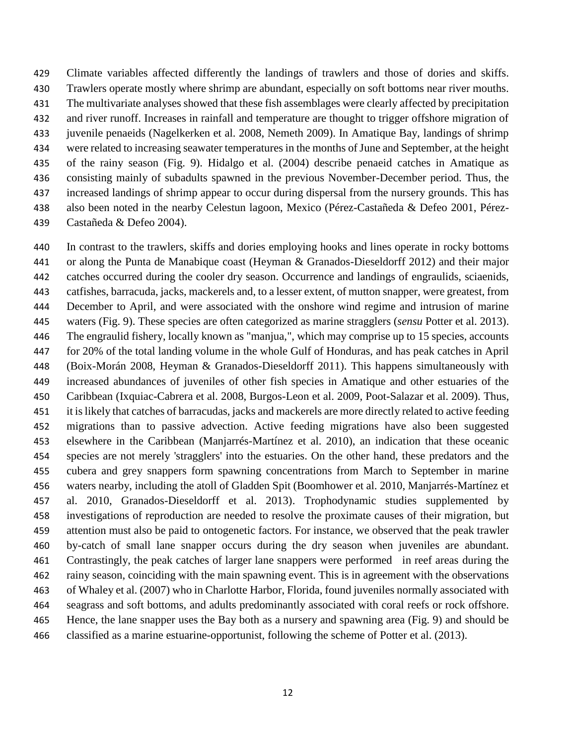Climate variables affected differently the landings of trawlers and those of dories and skiffs. Trawlers operate mostly where shrimp are abundant, especially on soft bottoms near river mouths. The multivariate analyses showed that these fish assemblages were clearly affected by precipitation and river runoff. Increases in rainfall and temperature are thought to trigger offshore migration of juvenile penaeids (Nagelkerken et al. 2008, Nemeth 2009). In Amatique Bay, landings of shrimp were related to increasing seawater temperatures in the months of June and September, at the height of the rainy season (Fig. 9). Hidalgo et al. (2004) describe penaeid catches in Amatique as consisting mainly of subadults spawned in the previous November-December period. Thus, the increased landings of shrimp appear to occur during dispersal from the nursery grounds. This has also been noted in the nearby Celestun lagoon, Mexico (Pérez-Castañeda & Defeo 2001, Pérez-Castañeda & Defeo 2004).

In contrast to the trawlers, skiffs and dories employing hooks and lines operate in rocky bottoms or along the Punta de Manabique coast (Heyman & Granados-Dieseldorff 2012) and their major catches occurred during the cooler dry season. Occurrence and landings of engraulids, sciaenids, catfishes, barracuda, jacks, mackerels and, to a lesser extent, of mutton snapper, were greatest, from December to April, and were associated with the onshore wind regime and intrusion of marine waters (Fig. 9). These species are often categorized as marine stragglers (*sensu* Potter et al. 2013). The engraulid fishery, locally known as "manjua,", which may comprise up to 15 species, accounts for 20% of the total landing volume in the whole Gulf of Honduras, and has peak catches in April (Boix-Morán 2008, Heyman & Granados-Dieseldorff 2011). This happens simultaneously with increased abundances of juveniles of other fish species in Amatique and other estuaries of the Caribbean (Ixquiac-Cabrera et al. 2008, Burgos-Leon et al. 2009, Poot-Salazar et al. 2009). Thus, it is likely that catches of barracudas, jacks and mackerels are more directly related to active feeding migrations than to passive advection. Active feeding migrations have also been suggested elsewhere in the Caribbean (Manjarrés-Martínez et al. 2010), an indication that these oceanic species are not merely 'stragglers' into the estuaries. On the other hand, these predators and the cubera and grey snappers form spawning concentrations from March to September in marine waters nearby, including the atoll of Gladden Spit (Boomhower et al. 2010, Manjarrés-Martínez et al. 2010, Granados-Dieseldorff et al. 2013). Trophodynamic studies supplemented by investigations of reproduction are needed to resolve the proximate causes of their migration, but attention must also be paid to ontogenetic factors. For instance, we observed that the peak trawler by-catch of small lane snapper occurs during the dry season when juveniles are abundant. Contrastingly, the peak catches of larger lane snappers were performed in reef areas during the rainy season, coinciding with the main spawning event. This is in agreement with the observations of Whaley et al. (2007) who in Charlotte Harbor, Florida, found juveniles normally associated with seagrass and soft bottoms, and adults predominantly associated with coral reefs or rock offshore. Hence, the lane snapper uses the Bay both as a nursery and spawning area (Fig. 9) and should be classified as a marine estuarine-opportunist, following the scheme of Potter et al. (2013).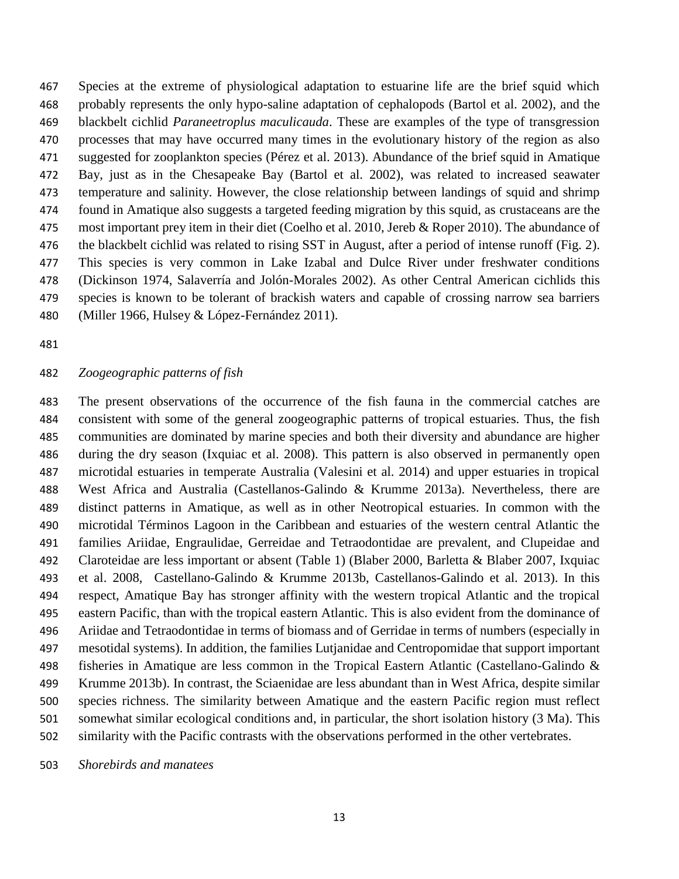Species at the extreme of physiological adaptation to estuarine life are the brief squid which probably represents the only hypo-saline adaptation of cephalopods (Bartol et al. 2002), and the blackbelt cichlid *Paraneetroplus maculicauda*. These are examples of the type of transgression processes that may have occurred many times in the evolutionary history of the region as also suggested for zooplankton species (Pérez et al. 2013). Abundance of the brief squid in Amatique Bay, just as in the Chesapeake Bay (Bartol et al. 2002), was related to increased seawater temperature and salinity. However, the close relationship between landings of squid and shrimp found in Amatique also suggests a targeted feeding migration by this squid, as crustaceans are the most important prey item in their diet (Coelho et al. 2010, Jereb & Roper 2010). The abundance of the blackbelt cichlid was related to rising SST in August, after a period of intense runoff (Fig. 2). This species is very common in Lake Izabal and Dulce River under freshwater conditions (Dickinson 1974, Salaverría and Jolón-Morales 2002). As other Central American cichlids this species is known to be tolerant of brackish waters and capable of crossing narrow sea barriers (Miller 1966, Hulsey & López-Fernández 2011).

*Zoogeographic patterns of fish*

The present observations of the occurrence of the fish fauna in the commercial catches are consistent with some of the general zoogeographic patterns of tropical estuaries. Thus, the fish communities are dominated by marine species and both their diversity and abundance are higher during the dry season (Ixquiac et al. 2008). This pattern is also observed in permanently open microtidal estuaries in temperate Australia (Valesini et al. 2014) and upper estuaries in tropical West Africa and Australia (Castellanos-Galindo & Krumme 2013a). Nevertheless, there are distinct patterns in Amatique, as well as in other Neotropical estuaries. In common with the microtidal Términos Lagoon in the Caribbean and estuaries of the western central Atlantic the families Ariidae, Engraulidae, Gerreidae and Tetraodontidae are prevalent, and Clupeidae and Claroteidae are less important or absent (Table 1) (Blaber 2000, Barletta & Blaber 2007, Ixquiac et al. 2008, Castellano-Galindo & Krumme 2013b, Castellanos-Galindo et al. 2013). In this respect, Amatique Bay has stronger affinity with the western tropical Atlantic and the tropical eastern Pacific, than with the tropical eastern Atlantic. This is also evident from the dominance of Ariidae and Tetraodontidae in terms of biomass and of Gerridae in terms of numbers (especially in mesotidal systems). In addition, the families Lutjanidae and Centropomidae that support important fisheries in Amatique are less common in the Tropical Eastern Atlantic (Castellano-Galindo & Krumme 2013b). In contrast, the Sciaenidae are less abundant than in West Africa, despite similar species richness. The similarity between Amatique and the eastern Pacific region must reflect somewhat similar ecological conditions and, in particular, the short isolation history (3 Ma). This similarity with the Pacific contrasts with the observations performed in the other vertebrates.

*Shorebirds and manatees*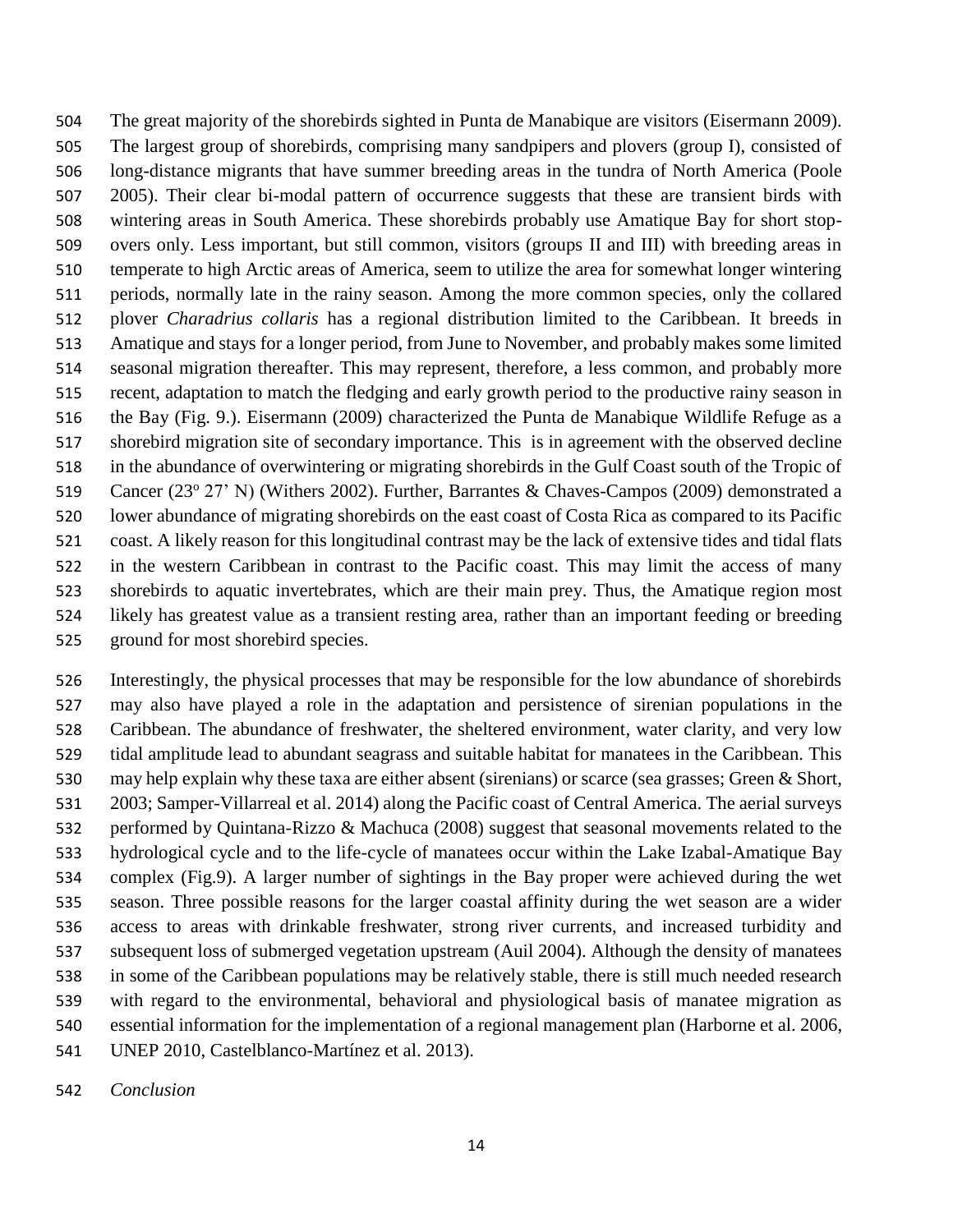The great majority of the shorebirds sighted in Punta de Manabique are visitors (Eisermann 2009). The largest group of shorebirds, comprising many sandpipers and plovers (group I), consisted of long-distance migrants that have summer breeding areas in the tundra of North America (Poole 2005). Their clear bi-modal pattern of occurrence suggests that these are transient birds with wintering areas in South America. These shorebirds probably use Amatique Bay for short stop-overs only. Less important, but still common, visitors (groups II and III) with breeding areas in temperate to high Arctic areas of America, seem to utilize the area for somewhat longer wintering periods, normally late in the rainy season. Among the more common species, only the collared plover *Charadrius collaris* has a regional distribution limited to the Caribbean. It breeds in Amatique and stays for a longer period, from June to November, and probably makes some limited seasonal migration thereafter. This may represent, therefore, a less common, and probably more recent, adaptation to match the fledging and early growth period to the productive rainy season in the Bay (Fig. 9.). Eisermann (2009) characterized the Punta de Manabique Wildlife Refuge as a shorebird migration site of secondary importance. This is in agreement with the observed decline in the abundance of overwintering or migrating shorebirds in the Gulf Coast south of the Tropic of Cancer (23º 27' N) (Withers 2002). Further, Barrantes & Chaves-Campos (2009) demonstrated a lower abundance of migrating shorebirds on the east coast of Costa Rica as compared to its Pacific coast. A likely reason for this longitudinal contrast may be the lack of extensive tides and tidal flats in the western Caribbean in contrast to the Pacific coast. This may limit the access of many shorebirds to aquatic invertebrates, which are their main prey. Thus, the Amatique region most likely has greatest value as a transient resting area, rather than an important feeding or breeding ground for most shorebird species.

Interestingly, the physical processes that may be responsible for the low abundance of shorebirds may also have played a role in the adaptation and persistence of sirenian populations in the Caribbean. The abundance of freshwater, the sheltered environment, water clarity, and very low tidal amplitude lead to abundant seagrass and suitable habitat for manatees in the Caribbean. This may help explain why these taxa are either absent (sirenians) or scarce (sea grasses; Green & Short, 2003; Samper-Villarreal et al. 2014) along the Pacific coast of Central America. The aerial surveys performed by Quintana-Rizzo & Machuca (2008) suggest that seasonal movements related to the hydrological cycle and to the life-cycle of manatees occur within the Lake Izabal-Amatique Bay complex (Fig.9). A larger number of sightings in the Bay proper were achieved during the wet season. Three possible reasons for the larger coastal affinity during the wet season are a wider access to areas with drinkable freshwater, strong river currents, and increased turbidity and subsequent loss of submerged vegetation upstream (Auil 2004). Although the density of manatees in some of the Caribbean populations may be relatively stable, there is still much needed research with regard to the environmental, behavioral and physiological basis of manatee migration as essential information for the implementation of a regional management plan (Harborne et al. 2006, UNEP 2010, Castelblanco-Martínez et al. 2013).

*Conclusion*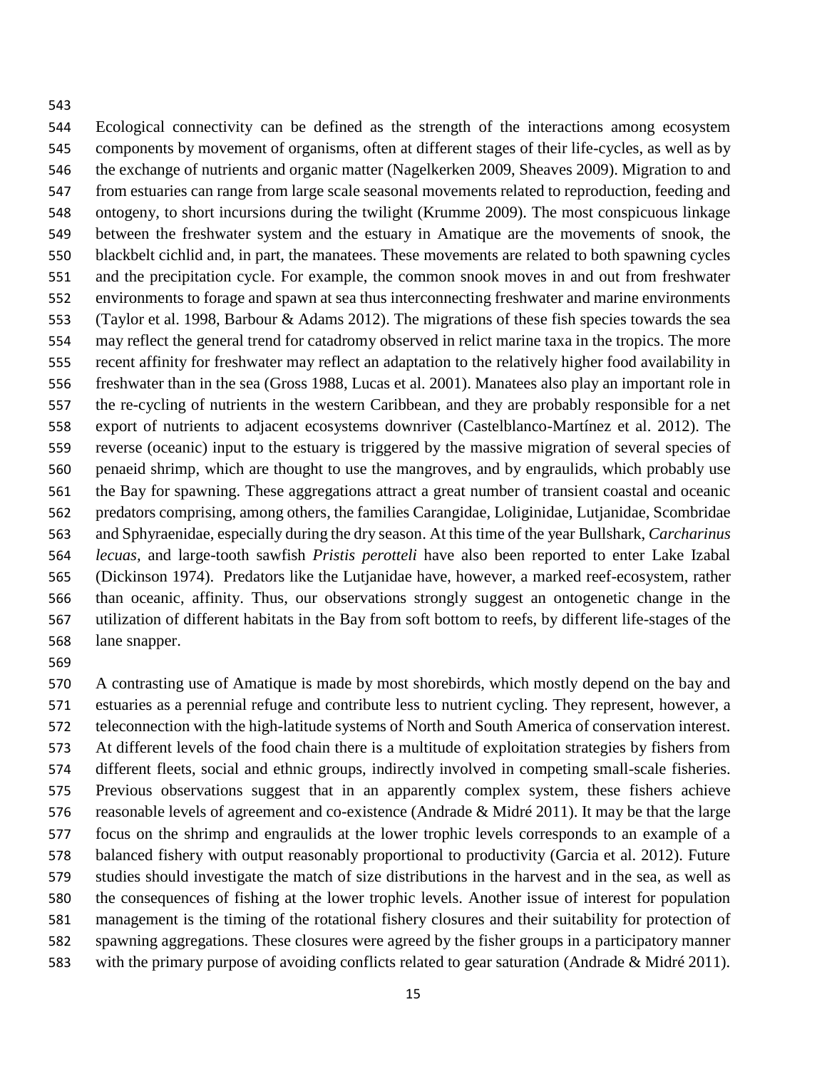Ecological connectivity can be defined as the strength of the interactions among ecosystem components by movement of organisms, often at different stages of their life-cycles, as well as by the exchange of nutrients and organic matter (Nagelkerken 2009, Sheaves 2009). Migration to and from estuaries can range from large scale seasonal movements related to reproduction, feeding and ontogeny, to short incursions during the twilight (Krumme 2009). The most conspicuous linkage between the freshwater system and the estuary in Amatique are the movements of snook, the blackbelt cichlid and, in part, the manatees. These movements are related to both spawning cycles and the precipitation cycle. For example, the common snook moves in and out from freshwater environments to forage and spawn at sea thus interconnecting freshwater and marine environments (Taylor et al. 1998, Barbour & Adams 2012). The migrations of these fish species towards the sea may reflect the general trend for catadromy observed in relict marine taxa in the tropics. The more recent affinity for freshwater may reflect an adaptation to the relatively higher food availability in freshwater than in the sea (Gross 1988, Lucas et al. 2001). Manatees also play an important role in the re-cycling of nutrients in the western Caribbean, and they are probably responsible for a net export of nutrients to adjacent ecosystems downriver (Castelblanco-Martínez et al. 2012). The reverse (oceanic) input to the estuary is triggered by the massive migration of several species of penaeid shrimp, which are thought to use the mangroves, and by engraulids, which probably use the Bay for spawning. These aggregations attract a great number of transient coastal and oceanic predators comprising, among others, the families Carangidae, Loliginidae, Lutjanidae, Scombridae and Sphyraenidae, especially during the dry season. At this time of the year Bullshark, *Carcharinus lecuas*, and large-tooth sawfish *Pristis perotteli* have also been reported to enter Lake Izabal (Dickinson 1974). Predators like the Lutjanidae have, however, a marked reef-ecosystem, rather than oceanic, affinity. Thus, our observations strongly suggest an ontogenetic change in the utilization of different habitats in the Bay from soft bottom to reefs, by different life-stages of the lane snapper.

A contrasting use of Amatique is made by most shorebirds, which mostly depend on the bay and estuaries as a perennial refuge and contribute less to nutrient cycling. They represent, however, a teleconnection with the high-latitude systems of North and South America of conservation interest. At different levels of the food chain there is a multitude of exploitation strategies by fishers from different fleets, social and ethnic groups, indirectly involved in competing small-scale fisheries. Previous observations suggest that in an apparently complex system, these fishers achieve reasonable levels of agreement and co-existence (Andrade & Midré 2011). It may be that the large focus on the shrimp and engraulids at the lower trophic levels corresponds to an example of a balanced fishery with output reasonably proportional to productivity (Garcia et al. 2012). Future studies should investigate the match of size distributions in the harvest and in the sea, as well as the consequences of fishing at the lower trophic levels. Another issue of interest for population management is the timing of the rotational fishery closures and their suitability for protection of spawning aggregations. These closures were agreed by the fisher groups in a participatory manner with the primary purpose of avoiding conflicts related to gear saturation (Andrade & Midré 2011).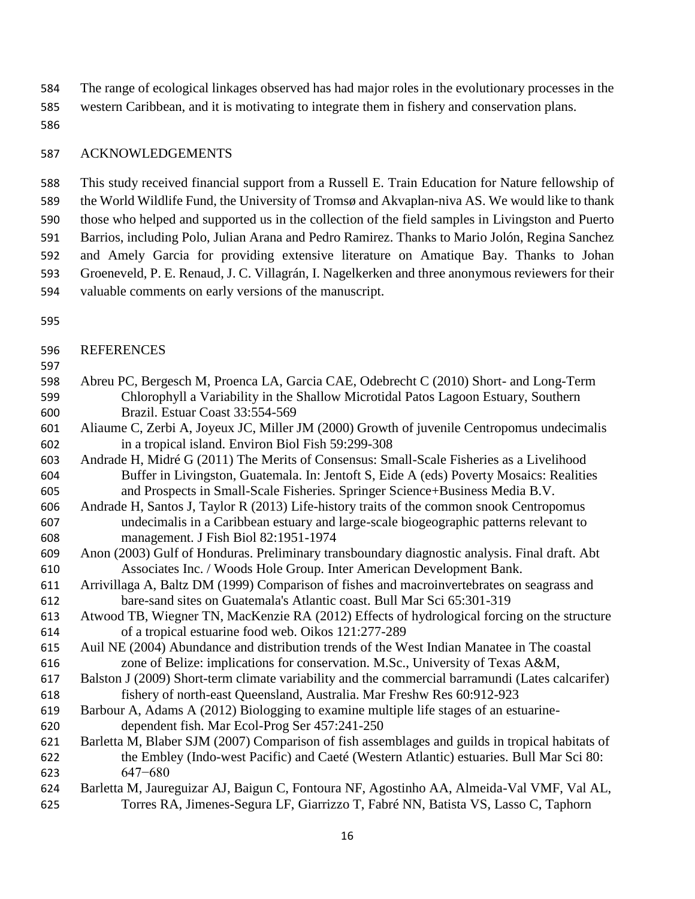The range of ecological linkages observed has had major roles in the evolutionary processes in the western Caribbean, and it is motivating to integrate them in fishery and conservation plans.

## ACKNOWLEDGEMENTS

This study received financial support from a Russell E. Train Education for Nature fellowship of the World Wildlife Fund, the University of Tromsø and Akvaplan-niva AS. We would like to thank those who helped and supported us in the collection of the field samples in Livingston and Puerto Barrios, including Polo, Julian Arana and Pedro Ramirez. Thanks to Mario Jolón, Regina Sanchez and Amely Garcia for providing extensive literature on Amatique Bay. Thanks to Johan Groeneveld, P. E. Renaud, J. C. Villagrán, I. Nagelkerken and three anonymous reviewers for their valuable comments on early versions of the manuscript.

## REFERENCES

Abreu PC, Bergesch M, Proenca LA, Garcia CAE, Odebrecht C (2010) Short- and Long-Term Chlorophyll a Variability in the Shallow Microtidal Patos Lagoon Estuary, Southern Brazil. Estuar Coast 33:554-569

Aliaume C, Zerbi A, Joyeux JC, Miller JM (2000) Growth of juvenile Centropomus undecimalis in a tropical island. Environ Biol Fish 59:299-308

Andrade H, Midré G (2011) The Merits of Consensus: Small-Scale Fisheries as a Livelihood Buffer in Livingston, Guatemala. In: Jentoft S, Eide A (eds) Poverty Mosaics: Realities and Prospects in Small-Scale Fisheries. Springer Science+Business Media B.V.

Andrade H, Santos J, Taylor R (2013) Life-history traits of the common snook Centropomus undecimalis in a Caribbean estuary and large-scale biogeographic patterns relevant to management. J Fish Biol 82:1951-1974

Anon (2003) Gulf of Honduras. Preliminary transboundary diagnostic analysis. Final draft. Abt Associates Inc. / Woods Hole Group. Inter American Development Bank.

Arrivillaga A, Baltz DM (1999) Comparison of fishes and macroinvertebrates on seagrass and bare-sand sites on Guatemala's Atlantic coast. Bull Mar Sci 65:301-319

Atwood TB, Wiegner TN, MacKenzie RA (2012) Effects of hydrological forcing on the structure of a tropical estuarine food web. Oikos 121:277-289

Auil NE (2004) Abundance and distribution trends of the West Indian Manatee in The coastal zone of Belize: implications for conservation. M.Sc., University of Texas A&M,

Balston J (2009) Short-term climate variability and the commercial barramundi (Lates calcarifer) fishery of north-east Queensland, Australia. Mar Freshw Res 60:912-923

Barbour A, Adams A (2012) Biologging to examine multiple life stages of an estuarine-dependent fish. Mar Ecol-Prog Ser 457:241-250

Barletta M, Blaber SJM (2007) Comparison of fish assemblages and guilds in tropical habitats of the Embley (Indo-west Pacific) and Caeté (Western Atlantic) estuaries. Bull Mar Sci 80: 647−680

Barletta M, Jaureguizar AJ, Baigun C, Fontoura NF, Agostinho AA, Almeida-Val VMF, Val AL, Torres RA, Jimenes-Segura LF, Giarrizzo T, Fabré NN, Batista VS, Lasso C, Taphorn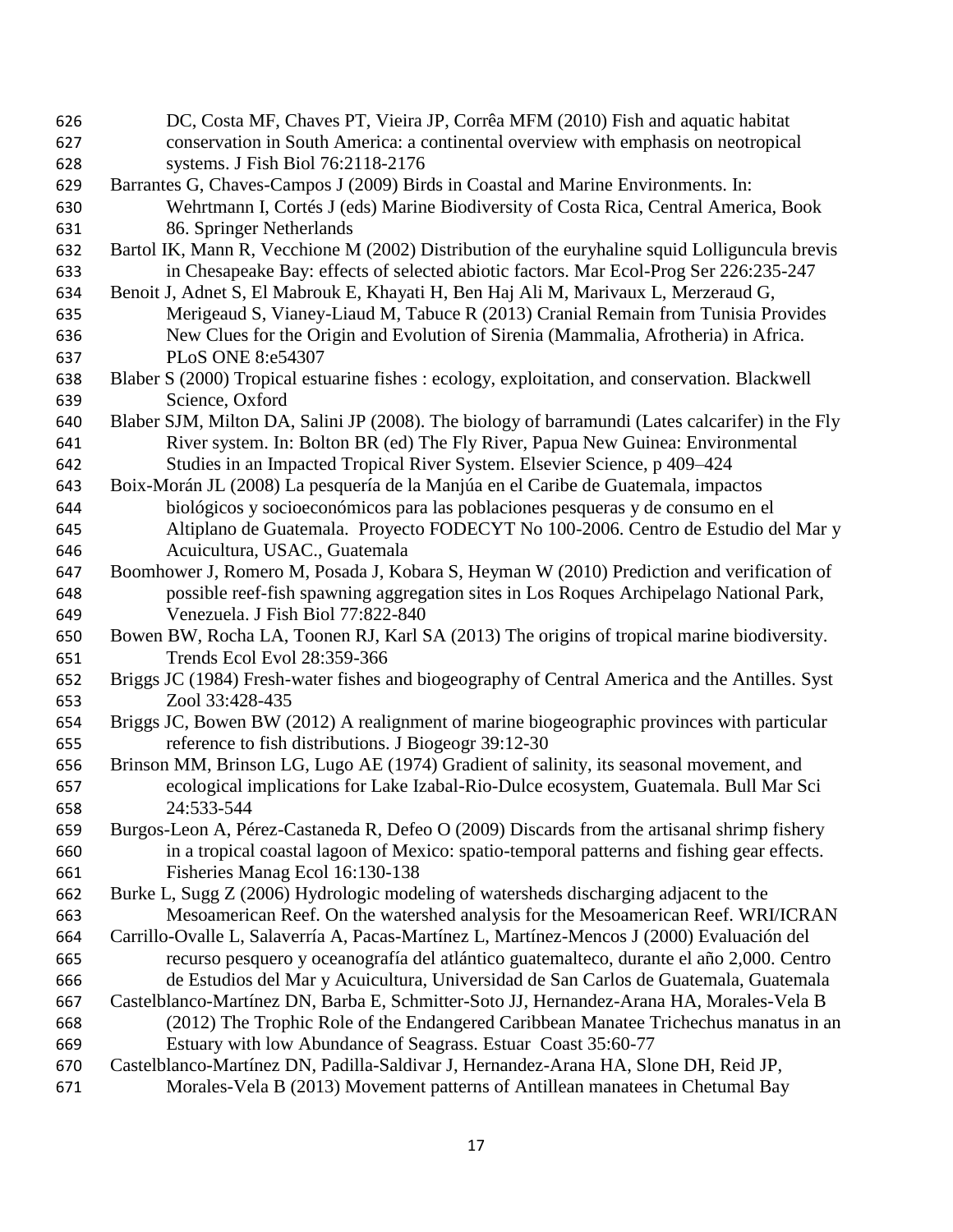DC, Costa MF, Chaves PT, Vieira JP, Corrêa MFM (2010) Fish and aquatic habitat conservation in South America: a continental overview with emphasis on neotropical systems. J Fish Biol 76:2118-2176

Barrantes G, Chaves-Campos J (2009) Birds in Coastal and Marine Environments. In: Wehrtmann I, Cortés J (eds) Marine Biodiversity of Costa Rica, Central America, Book 86. Springer Netherlands

Bartol IK, Mann R, Vecchione M (2002) Distribution of the euryhaline squid Lolliguncula brevis in Chesapeake Bay: effects of selected abiotic factors. Mar Ecol-Prog Ser 226:235-247

Benoit J, Adnet S, El Mabrouk E, Khayati H, Ben Haj Ali M, Marivaux L, Merzeraud G, Merigeaud S, Vianey-Liaud M, Tabuce R (2013) Cranial Remain from Tunisia Provides New Clues for the Origin and Evolution of Sirenia (Mammalia, Afrotheria) in Africa. PLoS ONE 8:e54307

Blaber S (2000) Tropical estuarine fishes : ecology, exploitation, and conservation. Blackwell Science, Oxford

Blaber SJM, Milton DA, Salini JP (2008). The biology of barramundi (Lates calcarifer) in the Fly River system. In: Bolton BR (ed) The Fly River, Papua New Guinea: Environmental Studies in an Impacted Tropical River System. Elsevier Science, p 409–424

Boix-Morán JL (2008) La pesquería de la Manjúa en el Caribe de Guatemala, impactos biológicos y socioeconómicos para las poblaciones pesqueras y de consumo en el Altiplano de Guatemala. Proyecto FODECYT No 100-2006. Centro de Estudio del Mar y Acuicultura, USAC., Guatemala

Boomhower J, Romero M, Posada J, Kobara S, Heyman W (2010) Prediction and verification of possible reef-fish spawning aggregation sites in Los Roques Archipelago National Park, Venezuela. J Fish Biol 77:822-840

Bowen BW, Rocha LA, Toonen RJ, Karl SA (2013) The origins of tropical marine biodiversity. Trends Ecol Evol 28:359-366

Briggs JC (1984) Fresh-water fishes and biogeography of Central America and the Antilles. Syst Zool 33:428-435

Briggs JC, Bowen BW (2012) A realignment of marine biogeographic provinces with particular reference to fish distributions. J Biogeogr 39:12-30

Brinson MM, Brinson LG, Lugo AE (1974) Gradient of salinity, its seasonal movement, and ecological implications for Lake Izabal-Rio-Dulce ecosystem, Guatemala. Bull Mar Sci 24:533-544

Burgos-Leon A, Pérez-Castaneda R, Defeo O (2009) Discards from the artisanal shrimp fishery in a tropical coastal lagoon of Mexico: spatio-temporal patterns and fishing gear effects. Fisheries Manag Ecol 16:130-138

Burke L, Sugg Z (2006) Hydrologic modeling of watersheds discharging adjacent to the Mesoamerican Reef. On the watershed analysis for the Mesoamerican Reef. WRI/ICRAN

Carrillo-Ovalle L, Salaverría A, Pacas-Martínez L, Martínez-Mencos J (2000) Evaluación del recurso pesquero y oceanografía del atlántico guatemalteco, durante el año 2,000. Centro de Estudios del Mar y Acuicultura, Universidad de San Carlos de Guatemala, Guatemala

Castelblanco-Martínez DN, Barba E, Schmitter-Soto JJ, Hernandez-Arana HA, Morales-Vela B (2012) The Trophic Role of the Endangered Caribbean Manatee Trichechus manatus in an Estuary with low Abundance of Seagrass. Estuar Coast 35:60-77

Castelblanco-Martínez DN, Padilla-Saldivar J, Hernandez-Arana HA, Slone DH, Reid JP, Morales-Vela B (2013) Movement patterns of Antillean manatees in Chetumal Bay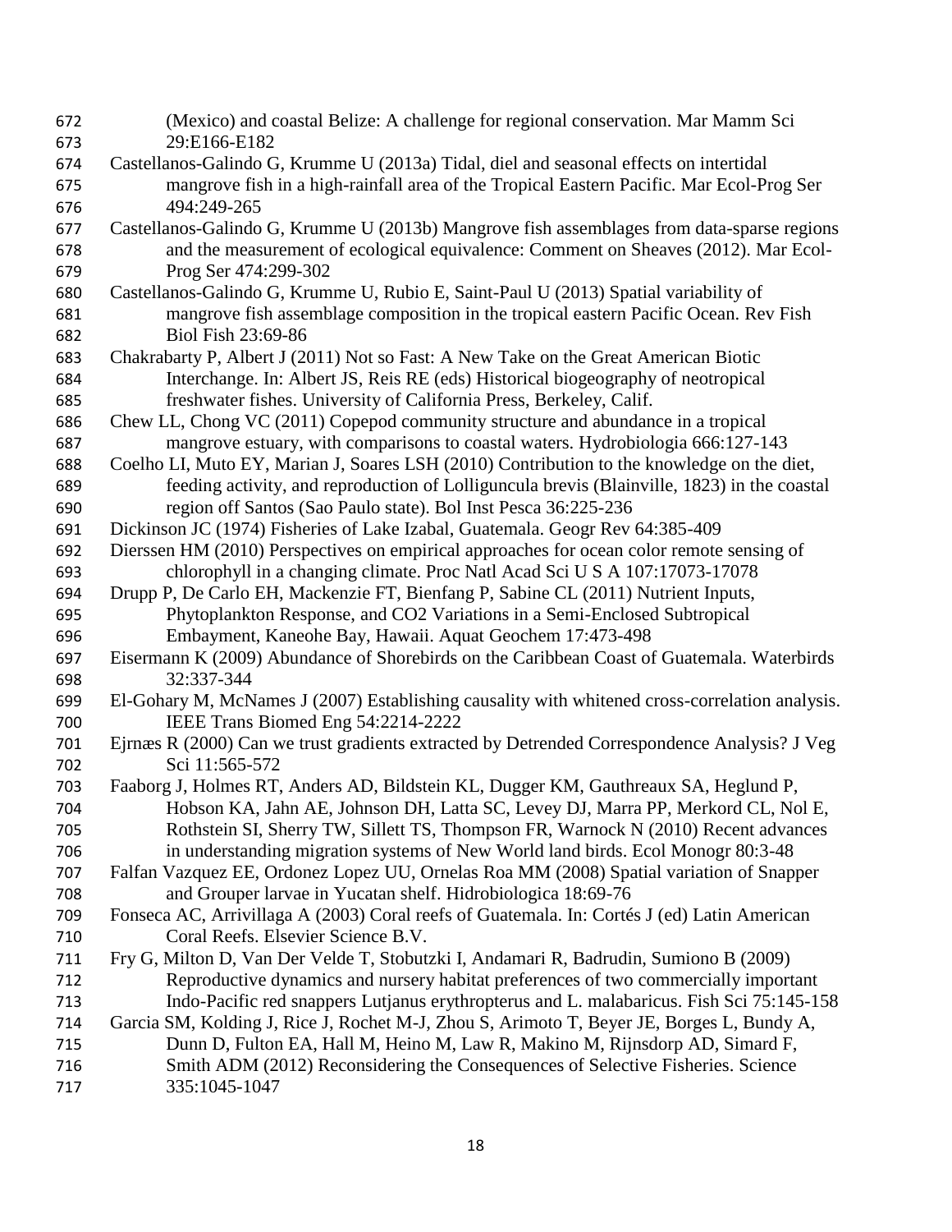(Mexico) and coastal Belize: A challenge for regional conservation. Mar Mamm Sci 29:E166-E182

Castellanos-Galindo G, Krumme U (2013a) Tidal, diel and seasonal effects on intertidal mangrove fish in a high-rainfall area of the Tropical Eastern Pacific. Mar Ecol-Prog Ser 494:249-265

Castellanos-Galindo G, Krumme U (2013b) Mangrove fish assemblages from data-sparse regions and the measurement of ecological equivalence: Comment on Sheaves (2012). Mar Ecol-Prog Ser 474:299-302

Castellanos-Galindo G, Krumme U, Rubio E, Saint-Paul U (2013) Spatial variability of mangrove fish assemblage composition in the tropical eastern Pacific Ocean. Rev Fish Biol Fish 23:69-86

Chakrabarty P, Albert J (2011) Not so Fast: A New Take on the Great American Biotic Interchange. In: Albert JS, Reis RE (eds) Historical biogeography of neotropical freshwater fishes. University of California Press, Berkeley, Calif.

Chew LL, Chong VC (2011) Copepod community structure and abundance in a tropical mangrove estuary, with comparisons to coastal waters. Hydrobiologia 666:127-143

Coelho LI, Muto EY, Marian J, Soares LSH (2010) Contribution to the knowledge on the diet, feeding activity, and reproduction of Lolliguncula brevis (Blainville, 1823) in the coastal region off Santos (Sao Paulo state). Bol Inst Pesca 36:225-236

Dickinson JC (1974) Fisheries of Lake Izabal, Guatemala. Geogr Rev 64:385-409

Dierssen HM (2010) Perspectives on empirical approaches for ocean color remote sensing of chlorophyll in a changing climate. Proc Natl Acad Sci U S A 107:17073-17078

Drupp P, De Carlo EH, Mackenzie FT, Bienfang P, Sabine CL (2011) Nutrient Inputs, Phytoplankton Response, and CO2 Variations in a Semi-Enclosed Subtropical Embayment, Kaneohe Bay, Hawaii. Aquat Geochem 17:473-498

Eisermann K (2009) Abundance of Shorebirds on the Caribbean Coast of Guatemala. Waterbirds 32:337-344

El-Gohary M, McNames J (2007) Establishing causality with whitened cross-correlation analysis. IEEE Trans Biomed Eng 54:2214-2222

Ejrnæs R (2000) Can we trust gradients extracted by Detrended Correspondence Analysis? J Veg Sci 11:565-572

Faaborg J, Holmes RT, Anders AD, Bildstein KL, Dugger KM, Gauthreaux SA, Heglund P, Hobson KA, Jahn AE, Johnson DH, Latta SC, Levey DJ, Marra PP, Merkord CL, Nol E, Rothstein SI, Sherry TW, Sillett TS, Thompson FR, Warnock N (2010) Recent advances in understanding migration systems of New World land birds. Ecol Monogr 80:3-48

Falfan Vazquez EE, Ordonez Lopez UU, Ornelas Roa MM (2008) Spatial variation of Snapper and Grouper larvae in Yucatan shelf. Hidrobiologica 18:69-76

Fonseca AC, Arrivillaga A (2003) Coral reefs of Guatemala. In: Cortés J (ed) Latin American Coral Reefs. Elsevier Science B.V.

Fry G, Milton D, Van Der Velde T, Stobutzki I, Andamari R, Badrudin, Sumiono B (2009) Reproductive dynamics and nursery habitat preferences of two commercially important Indo-Pacific red snappers Lutjanus erythropterus and L. malabaricus. Fish Sci 75:145-158

Garcia SM, Kolding J, Rice J, Rochet M-J, Zhou S, Arimoto T, Beyer JE, Borges L, Bundy A, Dunn D, Fulton EA, Hall M, Heino M, Law R, Makino M, Rijnsdorp AD, Simard F, Smith ADM (2012) Reconsidering the Consequences of Selective Fisheries. Science 335:1045-1047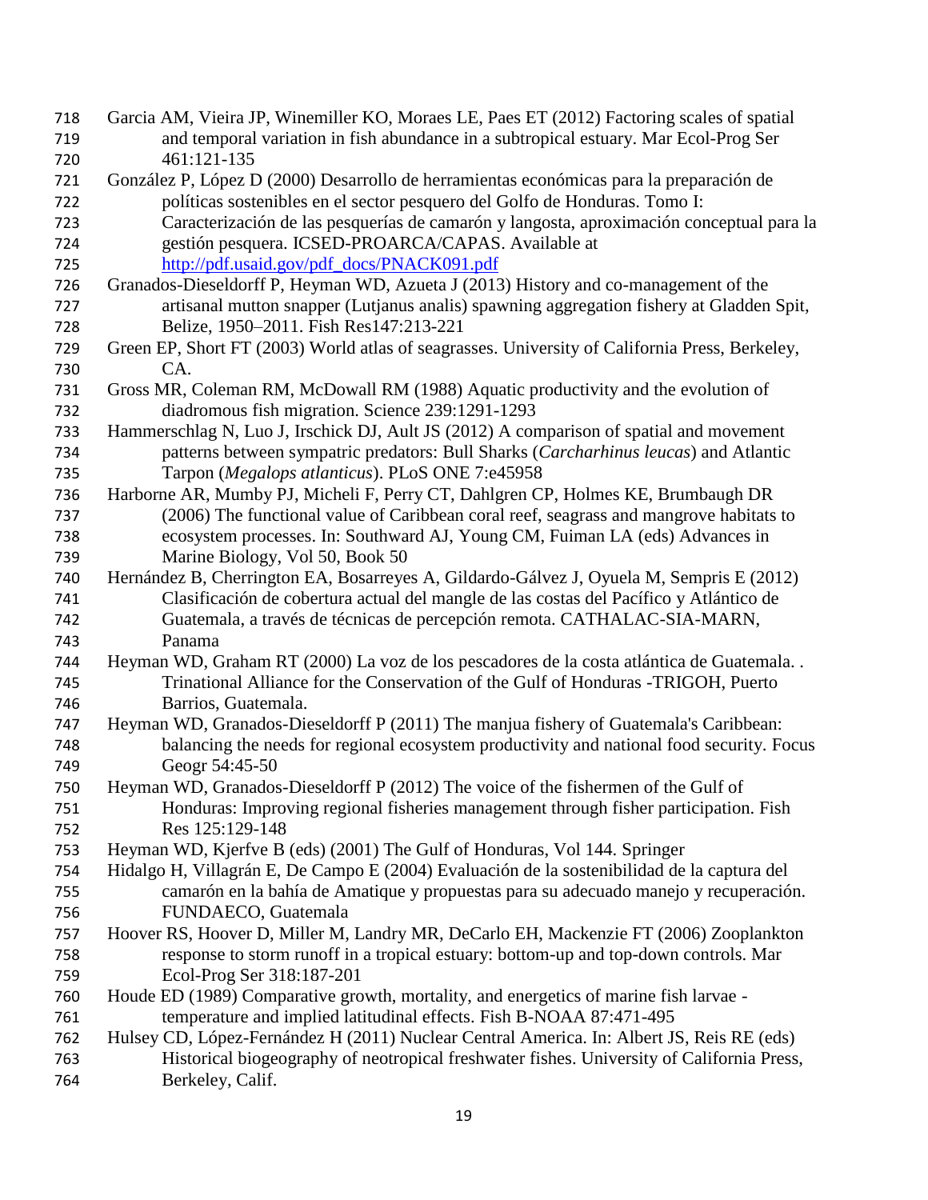Garcia AM, Vieira JP, Winemiller KO, Moraes LE, Paes ET (2012) Factoring scales of spatial and temporal variation in fish abundance in a subtropical estuary. Mar Ecol-Prog Ser 461:121-135

González P, López D (2000) Desarrollo de herramientas económicas para la preparación de políticas sostenibles en el sector pesquero del Golfo de Honduras. Tomo I: Caracterización de las pesquerías de camarón y langosta, aproximación conceptual para la gestión pesquera. ICSED-PROARCA/CAPAS. Available at http://pdf.usaid.gov/pdf_docs/PNACK091.pdf

Granados-Dieseldorff P, Heyman WD, Azueta J (2013) History and co-management of the artisanal mutton snapper (Lutjanus analis) spawning aggregation fishery at Gladden Spit, Belize, 1950–2011. Fish Res147:213-221

Green EP, Short FT (2003) World atlas of seagrasses. University of California Press, Berkeley, CA.

Gross MR, Coleman RM, McDowall RM (1988) Aquatic productivity and the evolution of diadromous fish migration. Science 239:1291-1293

Hammerschlag N, Luo J, Irschick DJ, Ault JS (2012) A comparison of spatial and movement patterns between sympatric predators: Bull Sharks (*Carcharhinus leucas*) and Atlantic Tarpon (*Megalops atlanticus*). PLoS ONE 7:e45958

Harborne AR, Mumby PJ, Micheli F, Perry CT, Dahlgren CP, Holmes KE, Brumbaugh DR (2006) The functional value of Caribbean coral reef, seagrass and mangrove habitats to ecosystem processes. In: Southward AJ, Young CM, Fuiman LA (eds) Advances in Marine Biology, Vol 50, Book 50

Hernández B, Cherrington EA, Bosarreyes A, Gildardo-Gálvez J, Oyuela M, Sempris E (2012) Clasificación de cobertura actual del mangle de las costas del Pacífico y Atlántico de Guatemala, a través de técnicas de percepción remota. CATHALAC-SIA-MARN, Panama

Heyman WD, Graham RT (2000) La voz de los pescadores de la costa atlántica de Guatemala. . Trinational Alliance for the Conservation of the Gulf of Honduras -TRIGOH, Puerto Barrios, Guatemala.

Heyman WD, Granados-Dieseldorff P (2011) The manjua fishery of Guatemala's Caribbean: balancing the needs for regional ecosystem productivity and national food security. Focus Geogr 54:45-50

Heyman WD, Granados-Dieseldorff P (2012) The voice of the fishermen of the Gulf of Honduras: Improving regional fisheries management through fisher participation. Fish Res 125:129-148

Heyman WD, Kjerfve B (eds) (2001) The Gulf of Honduras, Vol 144. Springer

Hidalgo H, Villagrán E, De Campo E (2004) Evaluación de la sostenibilidad de la captura del camarón en la bahía de Amatique y propuestas para su adecuado manejo y recuperación. FUNDAECO, Guatemala

Hoover RS, Hoover D, Miller M, Landry MR, DeCarlo EH, Mackenzie FT (2006) Zooplankton response to storm runoff in a tropical estuary: bottom-up and top-down controls. Mar Ecol-Prog Ser 318:187-201

Houde ED (1989) Comparative growth, mortality, and energetics of marine fish larvae - temperature and implied latitudinal effects. Fish B-NOAA 87:471-495

Hulsey CD, López-Fernández H (2011) Nuclear Central America. In: Albert JS, Reis RE (eds) Historical biogeography of neotropical freshwater fishes. University of California Press, Berkeley, Calif.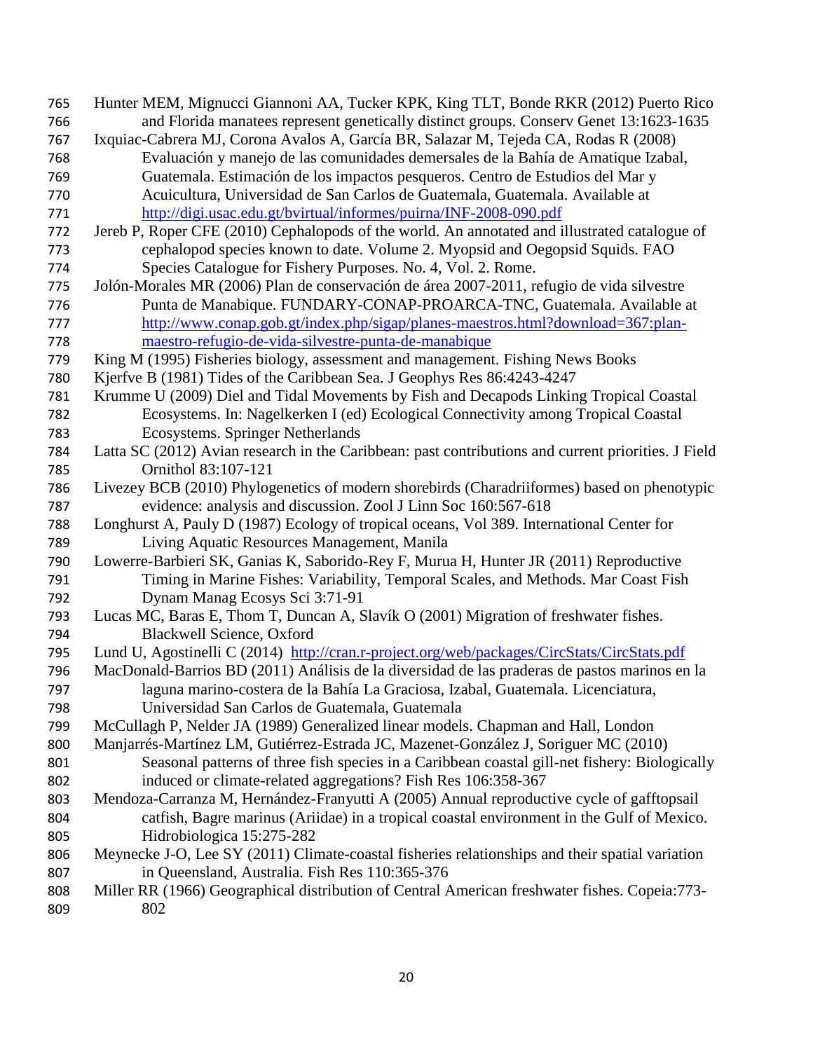Hunter MEM, Mignucci Giannoni AA, Tucker KPK, King TLT, Bonde RKR (2012) Puerto Rico and Florida manatees represent genetically distinct groups. Conserv Genet 13:1623-1635

Ixquiac-Cabrera MJ, Corona Avalos A, García BR, Salazar M, Tejeda CA, Rodas R (2008) Evaluación y manejo de las comunidades demersales de la Bahía de Amatique Izabal, Guatemala. Estimación de los impactos pesqueros. Centro de Estudios del Mar y Acuicultura, Universidad de San Carlos de Guatemala, Guatemala. Available at http://digi.usac.edu.gt/bvirtual/informes/puirna/INF-2008-090.pdf

Jereb P, Roper CFE (2010) Cephalopods of the world. An annotated and illustrated catalogue of cephalopod species known to date. Volume 2. Myopsid and Oegopsid Squids. FAO Species Catalogue for Fishery Purposes. No. 4, Vol. 2. Rome.

Jolón-Morales MR (2006) Plan de conservación de área 2007-2011, refugio de vida silvestre Punta de Manabique. FUNDARY-CONAP-PROARCA-TNC, Guatemala. Available at http://www.conap.gob.gt/index.php/sigap/planes-maestros.html?download=367:plan-maestro-refugio-de-vida-silvestre-punta-de-manabique

King M (1995) Fisheries biology, assessment and management. Fishing News Books

Kjerfve B (1981) Tides of the Caribbean Sea. J Geophys Res 86:4243-4247

Krumme U (2009) Diel and Tidal Movements by Fish and Decapods Linking Tropical Coastal Ecosystems. In: Nagelkerken I (ed) Ecological Connectivity among Tropical Coastal Ecosystems. Springer Netherlands

Latta SC (2012) Avian research in the Caribbean: past contributions and current priorities. J Field Ornithol 83:107-121

Livezey BCB (2010) Phylogenetics of modern shorebirds (Charadriiformes) based on phenotypic evidence: analysis and discussion. Zool J Linn Soc 160:567-618

Longhurst A, Pauly D (1987) Ecology of tropical oceans, Vol 389. International Center for Living Aquatic Resources Management, Manila

Lowerre-Barbieri SK, Ganias K, Saborido-Rey F, Murua H, Hunter JR (2011) Reproductive Timing in Marine Fishes: Variability, Temporal Scales, and Methods. Mar Coast Fish Dynam Manag Ecosys Sci 3:71-91

Lucas MC, Baras E, Thom T, Duncan A, Slavík O (2001) Migration of freshwater fishes. Blackwell Science, Oxford

Lund U, Agostinelli C (2014) http://cran.r-project.org/web/packages/CircStats/CircStats.pdf

MacDonald-Barrios BD (2011) Análisis de la diversidad de las praderas de pastos marinos en la laguna marino-costera de la Bahía La Graciosa, Izabal, Guatemala. Licenciatura, Universidad San Carlos de Guatemala, Guatemala

McCullagh P, Nelder JA (1989) Generalized linear models. Chapman and Hall, London

Manjarrés-Martínez LM, Gutiérrez-Estrada JC, Mazenet-González J, Soriguer MC (2010) Seasonal patterns of three fish species in a Caribbean coastal gill-net fishery: Biologically induced or climate-related aggregations? Fish Res 106:358-367

Mendoza-Carranza M, Hernández-Franyutti A (2005) Annual reproductive cycle of gafftopsail catfish, Bagre marinus (Ariidae) in a tropical coastal environment in the Gulf of Mexico. Hidrobiologica 15:275-282

Meynecke J-O, Lee SY (2011) Climate-coastal fisheries relationships and their spatial variation in Queensland, Australia. Fish Res 110:365-376

Miller RR (1966) Geographical distribution of Central American freshwater fishes. Copeia:773-802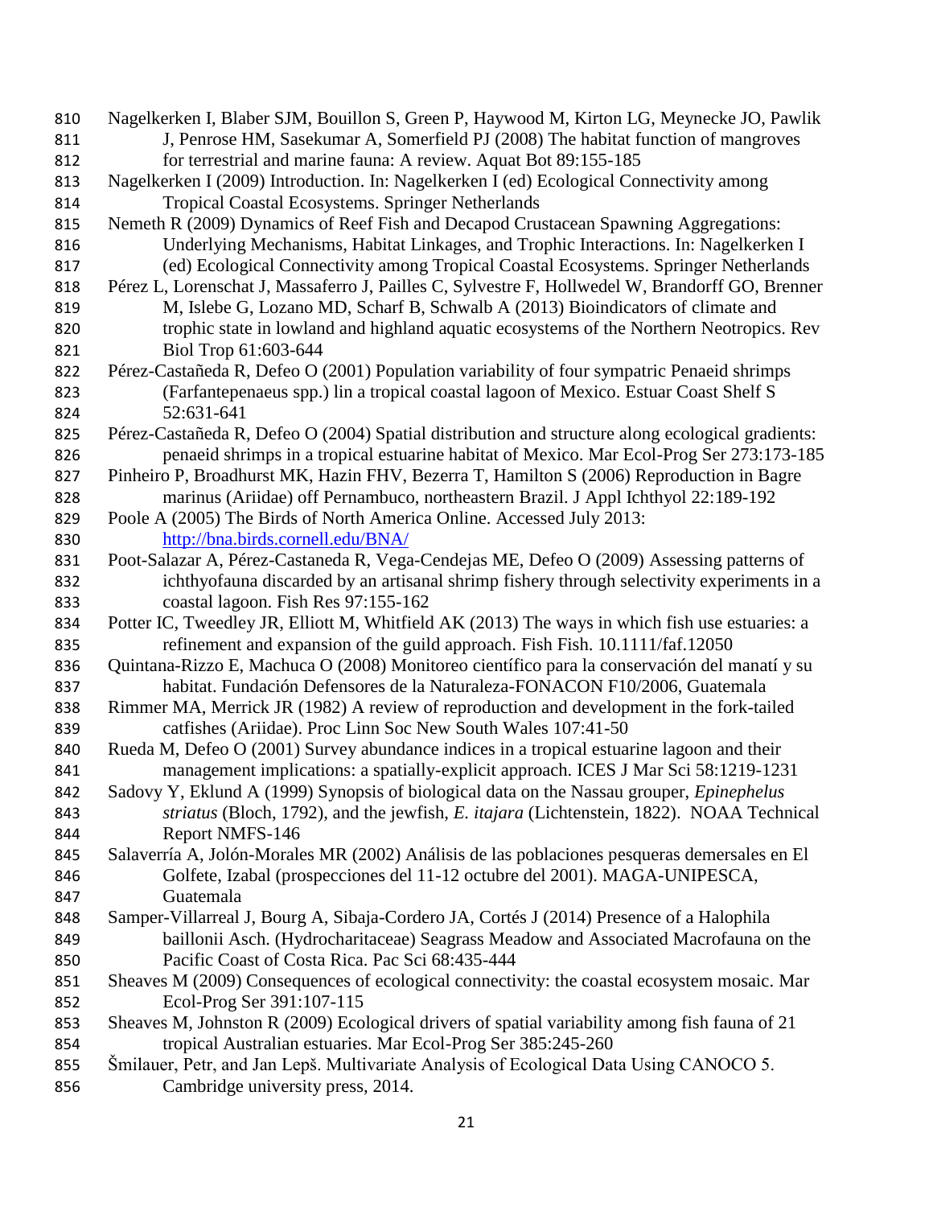Nagelkerken I, Blaber SJM, Bouillon S, Green P, Haywood M, Kirton LG, Meynecke JO, Pawlik J, Penrose HM, Sasekumar A, Somerfield PJ (2008) The habitat function of mangroves for terrestrial and marine fauna: A review. Aquat Bot 89:155-185

Nagelkerken I (2009) Introduction. In: Nagelkerken I (ed) Ecological Connectivity among Tropical Coastal Ecosystems. Springer Netherlands

Nemeth R (2009) Dynamics of Reef Fish and Decapod Crustacean Spawning Aggregations: Underlying Mechanisms, Habitat Linkages, and Trophic Interactions. In: Nagelkerken I (ed) Ecological Connectivity among Tropical Coastal Ecosystems. Springer Netherlands

Pérez L, Lorenschat J, Massaferro J, Pailles C, Sylvestre F, Hollwedel W, Brandorff GO, Brenner M, Islebe G, Lozano MD, Scharf B, Schwalb A (2013) Bioindicators of climate and trophic state in lowland and highland aquatic ecosystems of the Northern Neotropics. Rev Biol Trop 61:603-644

Pérez-Castañeda R, Defeo O (2001) Population variability of four sympatric Penaeid shrimps (Farfantepenaeus spp.) lin a tropical coastal lagoon of Mexico. Estuar Coast Shelf S 52:631-641

Pérez-Castañeda R, Defeo O (2004) Spatial distribution and structure along ecological gradients: penaeid shrimps in a tropical estuarine habitat of Mexico. Mar Ecol-Prog Ser 273:173-185

Pinheiro P, Broadhurst MK, Hazin FHV, Bezerra T, Hamilton S (2006) Reproduction in Bagre marinus (Ariidae) off Pernambuco, northeastern Brazil. J Appl Ichthyol 22:189-192

Poole A (2005) The Birds of North America Online. Accessed July 2013: http://bna.birds.cornell.edu/BNA/

Poot-Salazar A, Pérez-Castaneda R, Vega-Cendejas ME, Defeo O (2009) Assessing patterns of ichthyofauna discarded by an artisanal shrimp fishery through selectivity experiments in a coastal lagoon. Fish Res 97:155-162

Potter IC, Tweedley JR, Elliott M, Whitfield AK (2013) The ways in which fish use estuaries: a refinement and expansion of the guild approach. Fish Fish. 10.1111/faf.12050

Quintana-Rizzo E, Machuca O (2008) Monitoreo científico para la conservación del manatí y su habitat. Fundación Defensores de la Naturaleza-FONACON F10/2006, Guatemala

Rimmer MA, Merrick JR (1982) A review of reproduction and development in the fork-tailed catfishes (Ariidae). Proc Linn Soc New South Wales 107:41-50

Rueda M, Defeo O (2001) Survey abundance indices in a tropical estuarine lagoon and their management implications: a spatially-explicit approach. ICES J Mar Sci 58:1219-1231

Sadovy Y, Eklund A (1999) Synopsis of biological data on the Nassau grouper, *Epinephelus striatus* (Bloch, 1792), and the jewfish, *E. itajara* (Lichtenstein, 1822). NOAA Technical Report NMFS-146

Salaverría A, Jolón-Morales MR (2002) Análisis de las poblaciones pesqueras demersales en El Golfete, Izabal (prospecciones del 11-12 octubre del 2001). MAGA-UNIPESCA, Guatemala

Samper-Villarreal J, Bourg A, Sibaja-Cordero JA, Cortés J (2014) Presence of a Halophila baillonii Asch. (Hydrocharitaceae) Seagrass Meadow and Associated Macrofauna on the Pacific Coast of Costa Rica. Pac Sci 68:435-444

Sheaves M (2009) Consequences of ecological connectivity: the coastal ecosystem mosaic. Mar Ecol-Prog Ser 391:107-115

Sheaves M, Johnston R (2009) Ecological drivers of spatial variability among fish fauna of 21 tropical Australian estuaries. Mar Ecol-Prog Ser 385:245-260

Šmilauer, Petr, and Jan Lepš. Multivariate Analysis of Ecological Data Using CANOCO 5. Cambridge university press, 2014.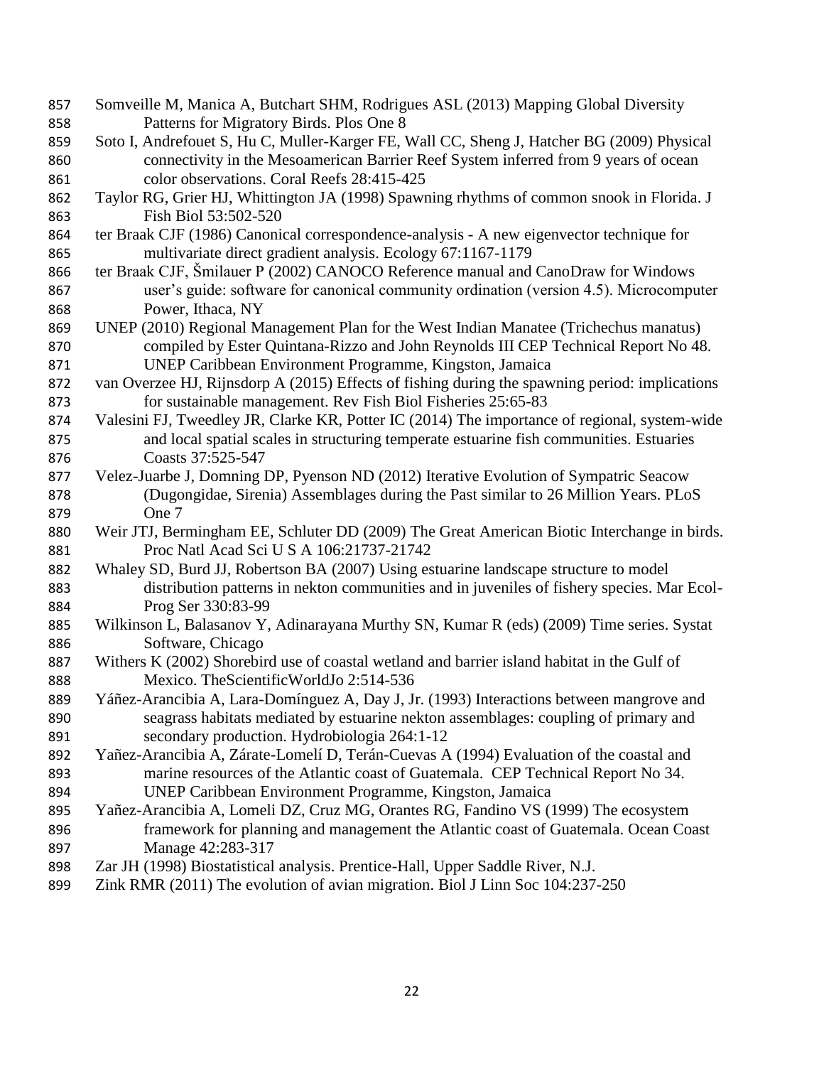Somveille M, Manica A, Butchart SHM, Rodrigues ASL (2013) Mapping Global Diversity Patterns for Migratory Birds. Plos One 8

Soto I, Andrefouet S, Hu C, Muller-Karger FE, Wall CC, Sheng J, Hatcher BG (2009) Physical connectivity in the Mesoamerican Barrier Reef System inferred from 9 years of ocean color observations. Coral Reefs 28:415-425

Taylor RG, Grier HJ, Whittington JA (1998) Spawning rhythms of common snook in Florida. J Fish Biol 53:502-520

ter Braak CJF (1986) Canonical correspondence-analysis - A new eigenvector technique for multivariate direct gradient analysis. Ecology 67:1167-1179

ter Braak CJF, Šmilauer P (2002) CANOCO Reference manual and CanoDraw for Windows user's guide: software for canonical community ordination (version 4.5). Microcomputer Power, Ithaca, NY

UNEP (2010) Regional Management Plan for the West Indian Manatee (Trichechus manatus) compiled by Ester Quintana-Rizzo and John Reynolds III CEP Technical Report No 48. UNEP Caribbean Environment Programme, Kingston, Jamaica

van Overzee HJ, Rijnsdorp A (2015) Effects of fishing during the spawning period: implications for sustainable management. Rev Fish Biol Fisheries 25:65-83

Valesini FJ, Tweedley JR, Clarke KR, Potter IC (2014) The importance of regional, system-wide and local spatial scales in structuring temperate estuarine fish communities. Estuaries Coasts 37:525-547

Velez-Juarbe J, Domning DP, Pyenson ND (2012) Iterative Evolution of Sympatric Seacow (Dugongidae, Sirenia) Assemblages during the Past similar to 26 Million Years. PLoS One 7

Weir JTJ, Bermingham EE, Schluter DD (2009) The Great American Biotic Interchange in birds. Proc Natl Acad Sci U S A 106:21737-21742

Whaley SD, Burd JJ, Robertson BA (2007) Using estuarine landscape structure to model distribution patterns in nekton communities and in juveniles of fishery species. Mar Ecol-Prog Ser 330:83-99

Wilkinson L, Balasanov Y, Adinarayana Murthy SN, Kumar R (eds) (2009) Time series. Systat Software, Chicago

Withers K (2002) Shorebird use of coastal wetland and barrier island habitat in the Gulf of Mexico. TheScientificWorldJo 2:514-536

Yáñez-Arancibia A, Lara-Domínguez A, Day J, Jr. (1993) Interactions between mangrove and seagrass habitats mediated by estuarine nekton assemblages: coupling of primary and secondary production. Hydrobiologia 264:1-12

Yañez-Arancibia A, Zárate-Lomelí D, Terán-Cuevas A (1994) Evaluation of the coastal and marine resources of the Atlantic coast of Guatemala. CEP Technical Report No 34. UNEP Caribbean Environment Programme, Kingston, Jamaica

Yañez-Arancibia A, Lomeli DZ, Cruz MG, Orantes RG, Fandino VS (1999) The ecosystem framework for planning and management the Atlantic coast of Guatemala. Ocean Coast Manage 42:283-317

Zar JH (1998) Biostatistical analysis. Prentice-Hall, Upper Saddle River, N.J.

Zink RMR (2011) The evolution of avian migration. Biol J Linn Soc 104:237-250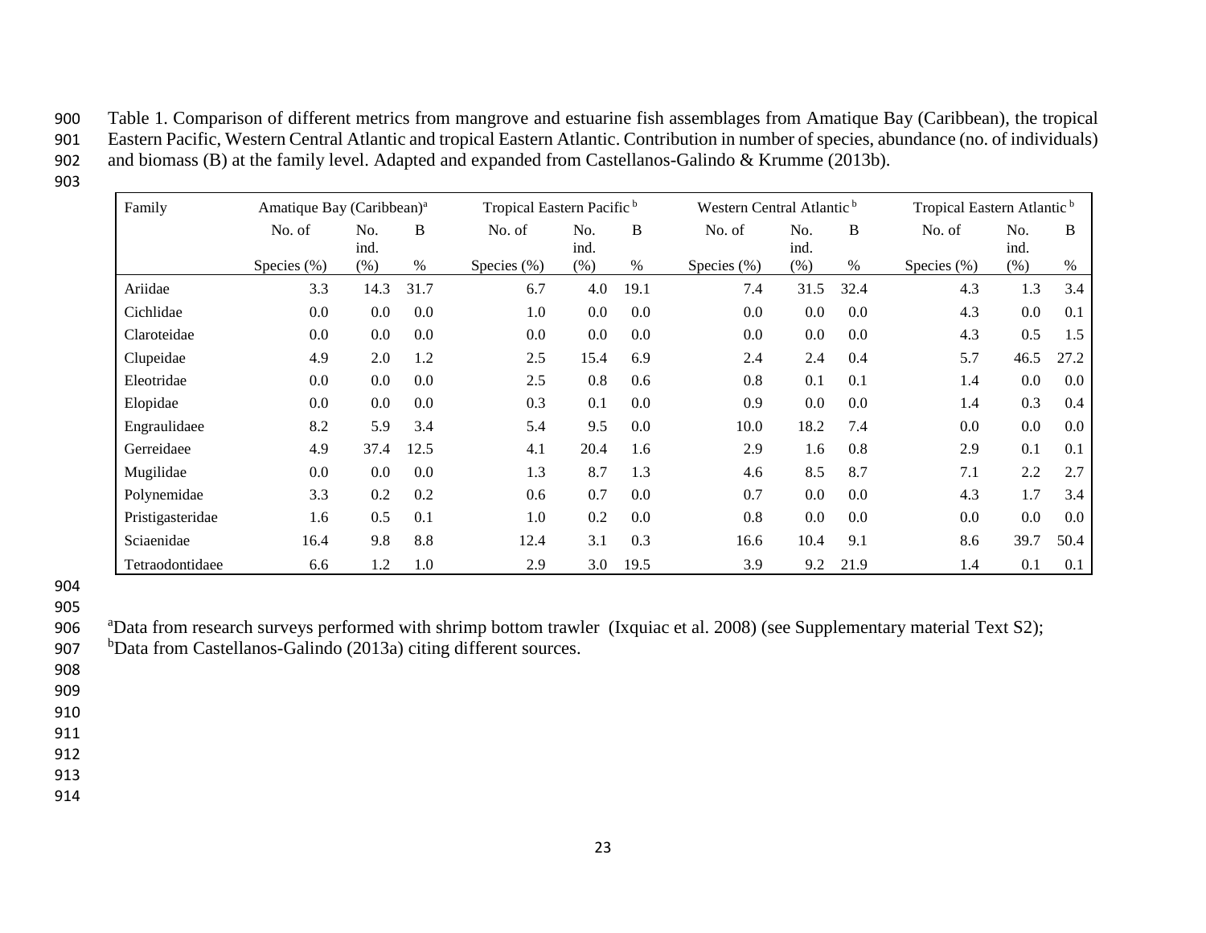Table 1. Comparison of different metrics from mangrove and estuarine fish assemblages from Amatique Bay (Caribbean), the tropical Eastern Pacific, Western Central Atlantic and tropical Eastern Atlantic. Contribution in number of species, abundance (no. of individuals) and biomass (B) at the family level. Adapted and expanded from Castellanos-Galindo & Krumme (2013b).

| Family | Amatique Bay (Caribbean)[a] | | | Tropical Eastern Pacific[b] | | | Western Central Atlantic[b] | | | Tropical Eastern Atlantic[b] | | |
|---|---|---|---|---|---|---|---|---|---|---|---|---|
| | No. of Species (%) | No. ind. (%) | B % | No. of Species (%) | No. ind. (%) | B % | No. of Species (%) | No. ind. (%) | B % | No. of Species (%) | No. ind. (%) | B % |
| Ariidae | 3.3 | 14.3 | 31.7 | 6.7 | 4.0 | 19.1 | 7.4 | 31.5 | 32.4 | 4.3 | 1.3 | 3.4 |
| Cichlidae | 0.0 | 0.0 | 0.0 | 1.0 | 0.0 | 0.0 | 0.0 | 0.0 | 0.0 | 4.3 | 0.0 | 0.1 |
| Claroteidae | 0.0 | 0.0 | 0.0 | 0.0 | 0.0 | 0.0 | 0.0 | 0.0 | 0.0 | 4.3 | 0.5 | 1.5 |
| Clupeidae | 4.9 | 2.0 | 1.2 | 2.5 | 15.4 | 6.9 | 2.4 | 2.4 | 0.4 | 5.7 | 46.5 | 27.2 |
| Eleotridae | 0.0 | 0.0 | 0.0 | 2.5 | 0.8 | 0.6 | 0.8 | 0.1 | 0.1 | 1.4 | 0.0 | 0.0 |
| Elopidae | 0.0 | 0.0 | 0.0 | 0.3 | 0.1 | 0.0 | 0.9 | 0.0 | 0.0 | 1.4 | 0.3 | 0.4 |
| Engraulidaee | 8.2 | 5.9 | 3.4 | 5.4 | 9.5 | 0.0 | 10.0 | 18.2 | 7.4 | 0.0 | 0.0 | 0.0 |
| Gerreidaee | 4.9 | 37.4 | 12.5 | 4.1 | 20.4 | 1.6 | 2.9 | 1.6 | 0.8 | 2.9 | 0.1 | 0.1 |
| Mugilidae | 0.0 | 0.0 | 0.0 | 1.3 | 8.7 | 1.3 | 4.6 | 8.5 | 8.7 | 7.1 | 2.2 | 2.7 |
| Polynemidae | 3.3 | 0.2 | 0.2 | 0.6 | 0.7 | 0.0 | 0.7 | 0.0 | 0.0 | 4.3 | 1.7 | 3.4 |
| Pristigasteridae | 1.6 | 0.5 | 0.1 | 1.0 | 0.2 | 0.0 | 0.8 | 0.0 | 0.0 | 0.0 | 0.0 | 0.0 |
| Sciaenidae | 16.4 | 9.8 | 8.8 | 12.4 | 3.1 | 0.3 | 16.6 | 10.4 | 9.1 | 8.6 | 39.7 | 50.4 |
| Tetraodontidaee | 6.6 | 1.2 | 1.0 | 2.9 | 3.0 | 19.5 | 3.9 | 9.2 | 21.9 | 1.4 | 0.1 | 0.1 |

[a]Data from research surveys performed with shrimp bottom trawler (Ixquiac et al. 2008) (see Supplementary material Text S2);
[b]Data from Castellanos-Galindo (2013a) citing different sources.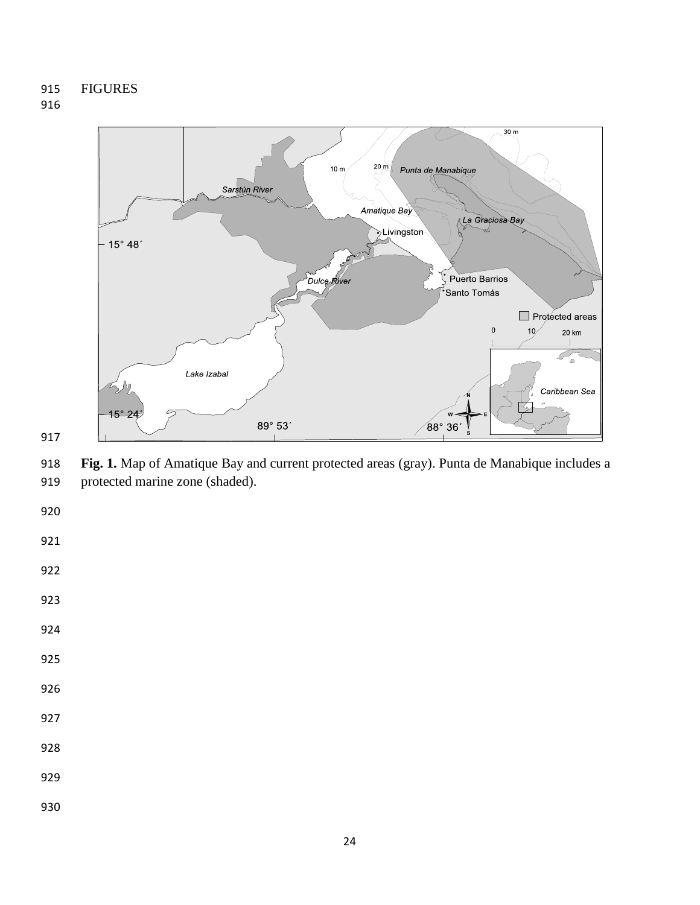FIGURES

**Fig. 1.** Map of Amatique Bay and current protected areas (gray). Punta de Manabique includes a protected marine zone (shaded).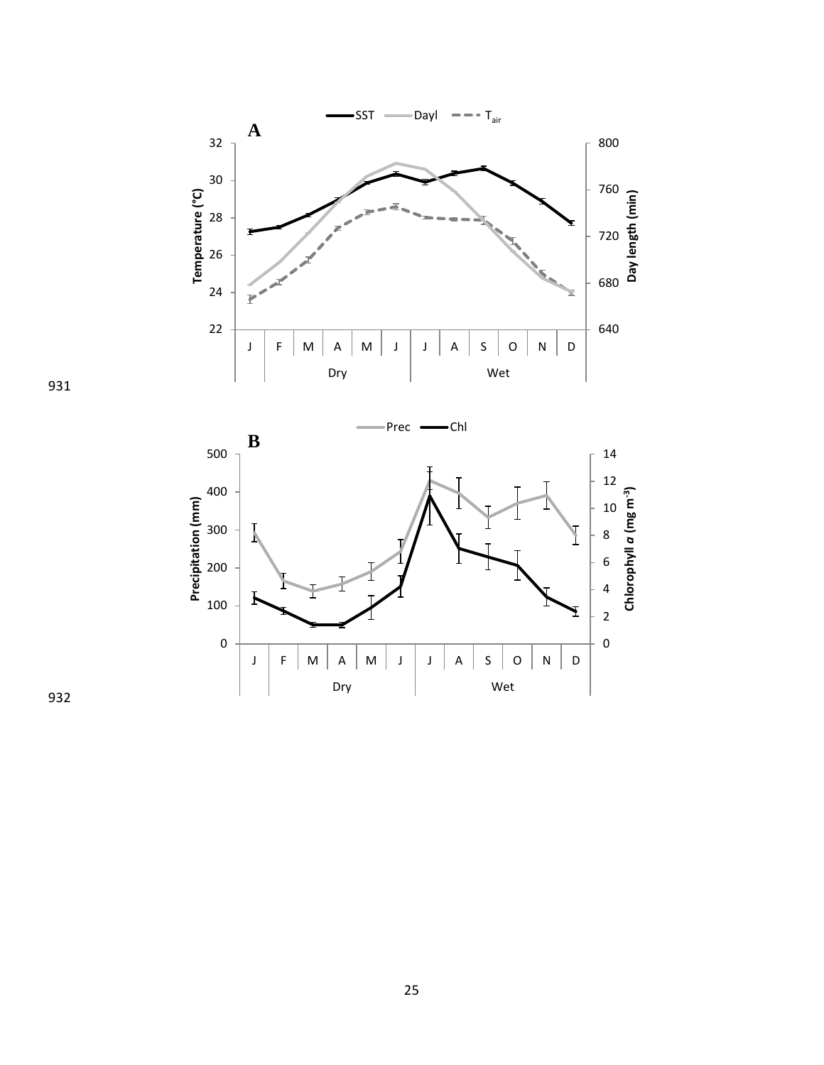**A**

SST | Dayl | $T_{air}$

Temperature (°C) | Day length (min)

J F M A M J J A S O N D

Dry | Wet

**B**

Prec | Chl

Precipitation (mm) | Chlorophyll *a* (mg m$^{-3}$)

J F M A M J J A S O N D

Dry | Wet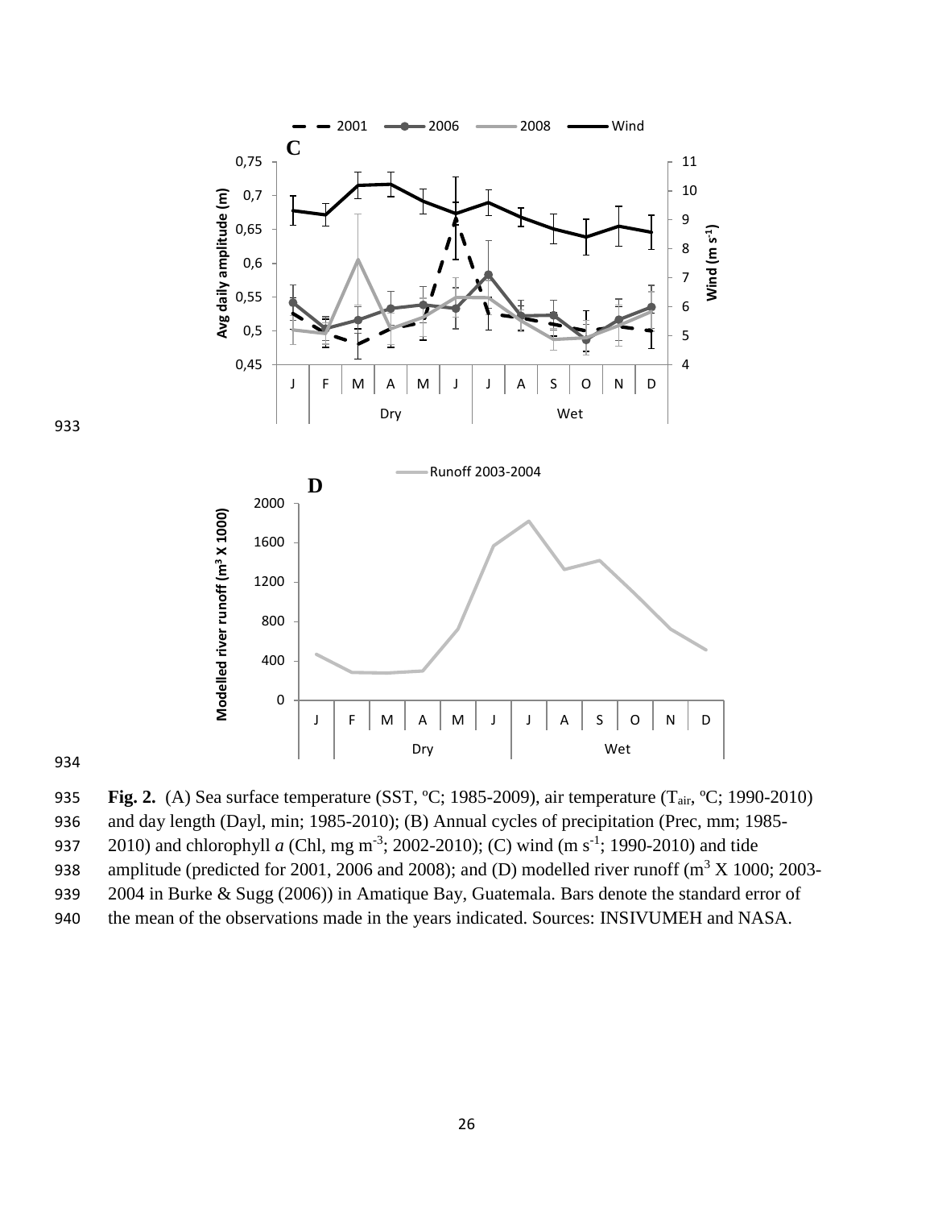**Fig. 2.** (A) Sea surface temperature (SST, ºC; 1985-2009), air temperature ($T_{air}$, ºC; 1990-2010) and day length (Dayl, min; 1985-2010); (B) Annual cycles of precipitation (Prec, mm; 1985-2010) and chlorophyll *a* (Chl, mg $m^{-3}$; 2002-2010); (C) wind (m $s^{-1}$; 1990-2010) and tide amplitude (predicted for 2001, 2006 and 2008); and (D) modelled river runoff ($m^3$ X 1000; 2003-2004 in Burke & Sugg (2006)) in Amatique Bay, Guatemala. Bars denote the standard error of the mean of the observations made in the years indicated. Sources: INSIVUMEH and NASA.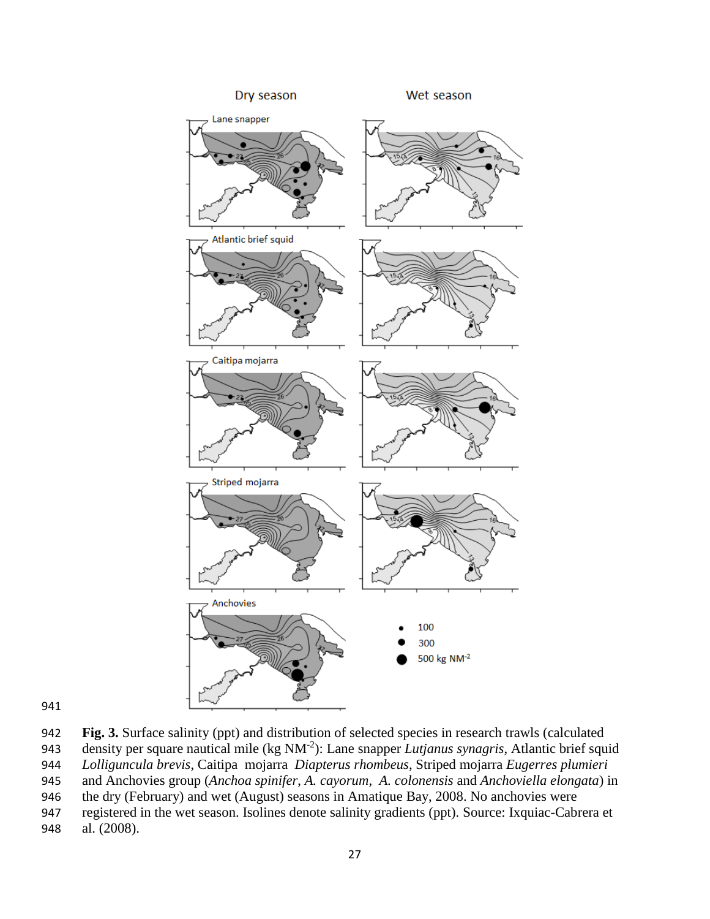**Fig. 3.** Surface salinity (ppt) and distribution of selected species in research trawls (calculated density per square nautical mile (kg $NM^{-2}$): Lane snapper *Lutjanus synagris*, Atlantic brief squid *Lolliguncula brevis*, Caitipa mojarra *Diapterus rhombeus*, Striped mojarra *Eugerres plumieri* and Anchovies group (*Anchoa spinifer*, *A. cayorum*, *A. colonensis* and *Anchoviella elongata*) in the dry (February) and wet (August) seasons in Amatique Bay, 2008. No anchovies were registered in the wet season. Isolines denote salinity gradients (ppt). Source: Ixquiac-Cabrera et al. (2008).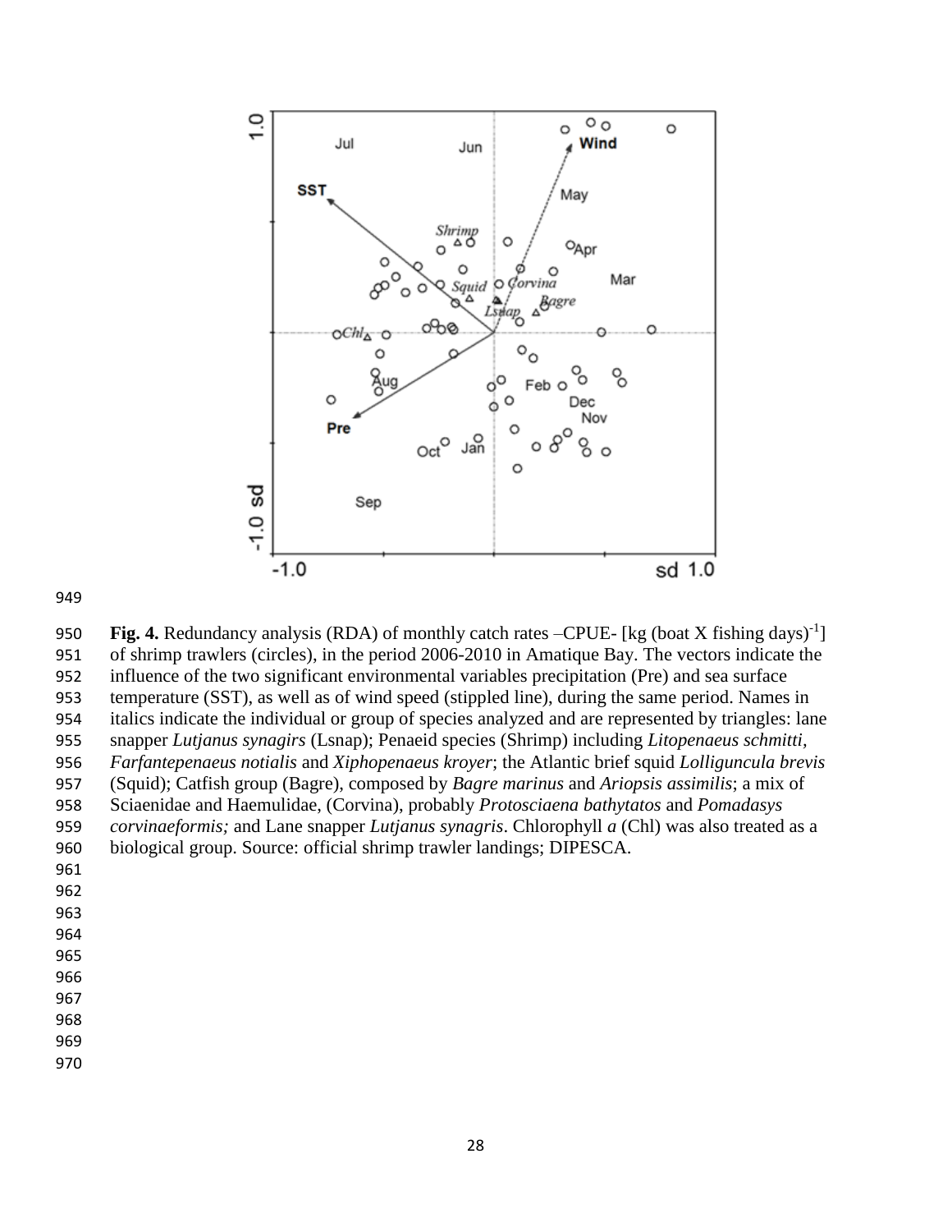**Fig. 4.** Redundancy analysis (RDA) of monthly catch rates –CPUE- [kg (boat X fishing days)$^{-1}$] of shrimp trawlers (circles), in the period 2006-2010 in Amatique Bay. The vectors indicate the influence of the two significant environmental variables precipitation (Pre) and sea surface temperature (SST), as well as of wind speed (stippled line), during the same period. Names in italics indicate the individual or group of species analyzed and are represented by triangles: lane snapper *Lutjanus synagirs* (Lsnap); Penaeid species (Shrimp) including *Litopenaeus schmitti*, *Farfantepenaeus notialis* and *Xiphopenaeus kroyer*; the Atlantic brief squid *Lolliguncula brevis* (Squid); Catfish group (Bagre), composed by *Bagre marinus* and *Ariopsis assimilis*; a mix of Sciaenidae and Haemulidae, (Corvina), probably *Protosciaena bathytatos* and *Pomadasys corvinaeformis;* and Lane snapper *Lutjanus synagris*. Chlorophyll *a* (Chl) was also treated as a biological group. Source: official shrimp trawler landings; DIPESCA.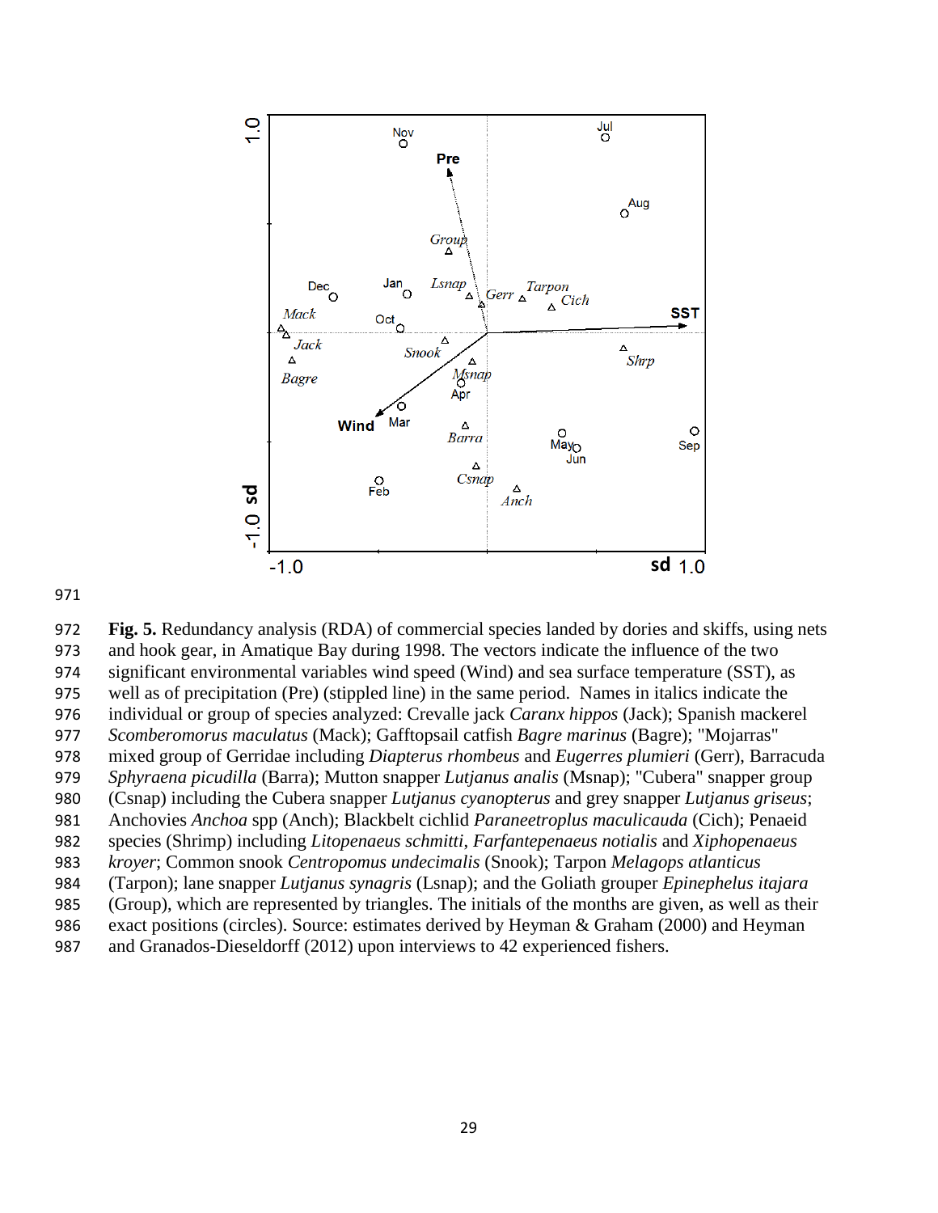**Fig. 5.** Redundancy analysis (RDA) of commercial species landed by dories and skiffs, using nets and hook gear, in Amatique Bay during 1998. The vectors indicate the influence of the two significant environmental variables wind speed (Wind) and sea surface temperature (SST), as well as of precipitation (Pre) (stippled line) in the same period. Names in italics indicate the individual or group of species analyzed: Crevalle jack *Caranx hippos* (Jack); Spanish mackerel *Scomberomorus maculatus* (Mack); Gafftopsail catfish *Bagre marinus* (Bagre); "Mojarras" mixed group of Gerridae including *Diapterus rhombeus* and *Eugerres plumieri* (Gerr), Barracuda *Sphyraena picudilla* (Barra); Mutton snapper *Lutjanus analis* (Msnap); "Cubera" snapper group (Csnap) including the Cubera snapper *Lutjanus cyanopterus* and grey snapper *Lutjanus griseus*; Anchovies *Anchoa* spp (Anch); Blackbelt cichlid *Paraneetroplus maculicauda* (Cich); Penaeid species (Shrimp) including *Litopenaeus schmitti*, *Farfantepenaeus notialis* and *Xiphopenaeus kroyer*; Common snook *Centropomus undecimalis* (Snook); Tarpon *Melagops atlanticus* (Tarpon); lane snapper *Lutjanus synagris* (Lsnap); and the Goliath grouper *Epinephelus itajara* (Group), which are represented by triangles. The initials of the months are given, as well as their exact positions (circles). Source: estimates derived by Heyman & Graham (2000) and Heyman and Granados-Dieseldorff (2012) upon interviews to 42 experienced fishers.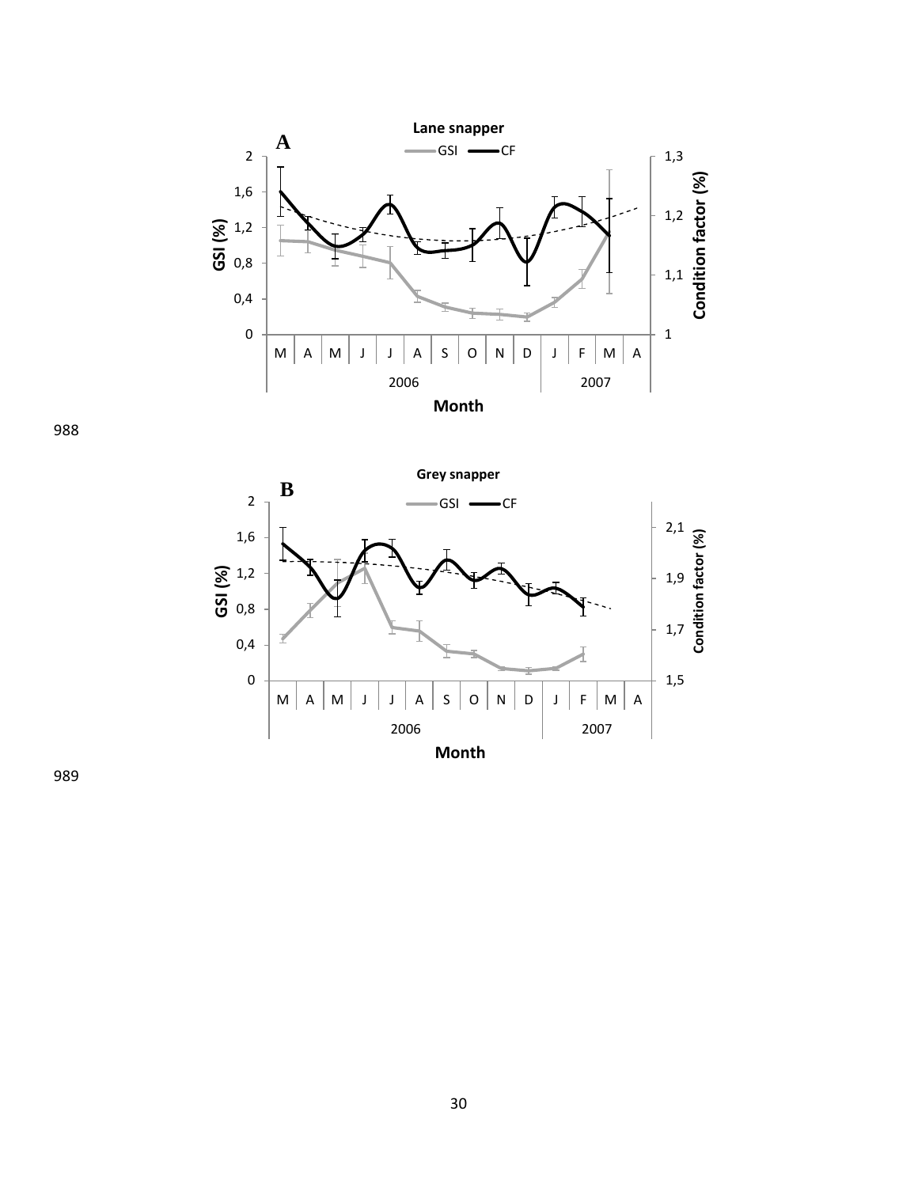**A**

**Lane snapper**

GSI — CF

GSI (%): 0, 0,4, 0,8, 1,2, 1,6, 2

Condition factor (%): 1, 1,1, 1,2, 1,3

M A M J J A S O N D J F M A

2006 | 2007

**Month**

**B**

**Grey snapper**

GSI — CF

GSI (%): 0, 0,4, 0,8, 1,2, 1,6, 2

Condition factor (%): 1,5, 1,7, 1,9, 2,1

M A M J J A S O N D J F M A

2006 | 2007

**Month**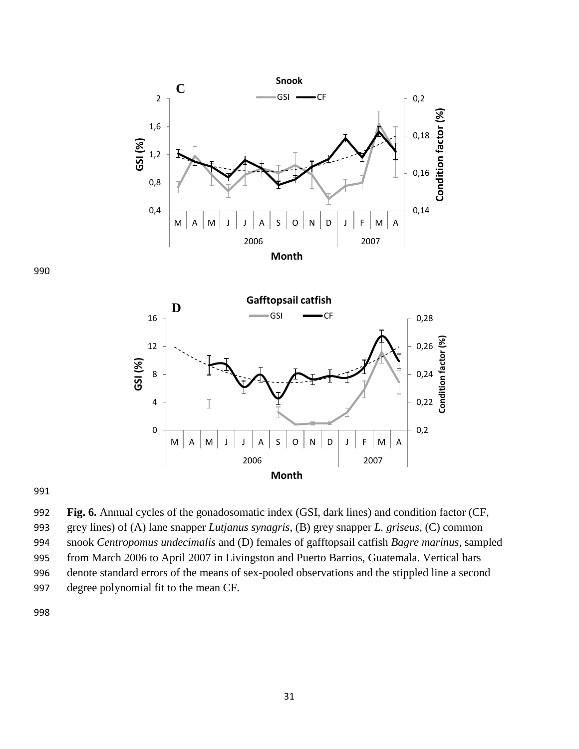**Fig. 6.** Annual cycles of the gonadosomatic index (GSI, dark lines) and condition factor (CF, grey lines) of (A) lane snapper *Lutjanus synagris*, (B) grey snapper *L. griseus*, (C) common snook *Centropomus undecimalis* and (D) females of gafftopsail catfish *Bagre marinus*, sampled from March 2006 to April 2007 in Livingston and Puerto Barrios, Guatemala. Vertical bars denote standard errors of the means of sex-pooled observations and the stippled line a second degree polynomial fit to the mean CF.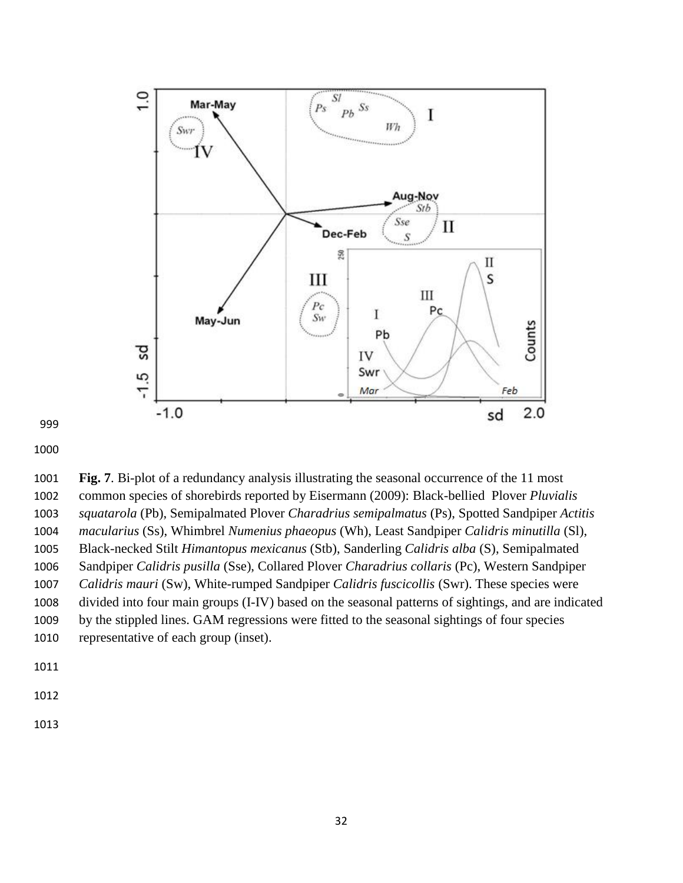**Fig. 7**. Bi-plot of a redundancy analysis illustrating the seasonal occurrence of the 11 most common species of shorebirds reported by Eisermann (2009): Black-bellied Plover *Pluvialis squatarola* (Pb), Semipalmated Plover *Charadrius semipalmatus* (Ps), Spotted Sandpiper *Actitis macularius* (Ss), Whimbrel *Numenius phaeopus* (Wh), Least Sandpiper *Calidris minutilla* (Sl), Black-necked Stilt *Himantopus mexicanus* (Stb), Sanderling *Calidris alba* (S), Semipalmated Sandpiper *Calidris pusilla* (Sse), Collared Plover *Charadrius collaris* (Pc), Western Sandpiper *Calidris mauri* (Sw), White-rumped Sandpiper *Calidris fuscicollis* (Swr). These species were divided into four main groups (I-IV) based on the seasonal patterns of sightings, and are indicated by the stippled lines. GAM regressions were fitted to the seasonal sightings of four species representative of each group (inset).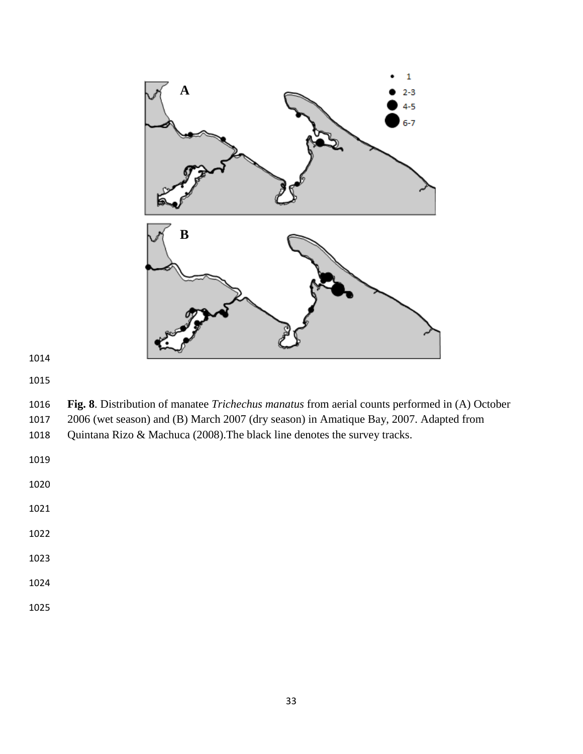**Fig. 8**. Distribution of manatee *Trichechus manatus* from aerial counts performed in (A) October 2006 (wet season) and (B) March 2007 (dry season) in Amatique Bay, 2007. Adapted from Quintana Rizo & Machuca (2008).The black line denotes the survey tracks.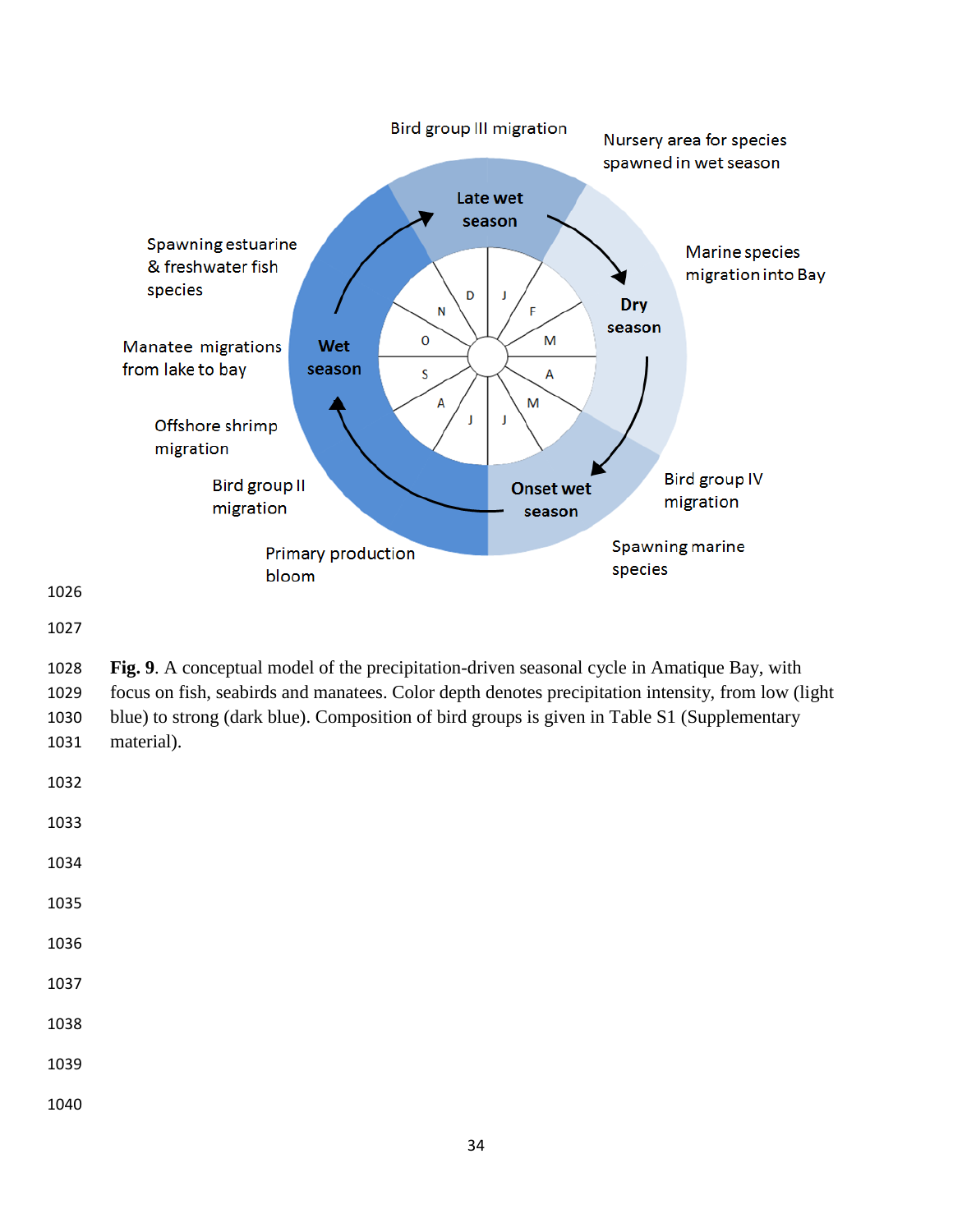Bird group III migration

Nursery area for species spawned in wet season

Late wet season

Spawning estuarine & freshwater fish species

Marine species migration into Bay

Dry season

Manatee migrations from lake to bay

Wet season

Offshore shrimp migration

Bird group II migration

Onset wet season

Bird group IV migration

Spawning marine species

Primary production bloom

**Fig. 9**. A conceptual model of the precipitation-driven seasonal cycle in Amatique Bay, with focus on fish, seabirds and manatees. Color depth denotes precipitation intensity, from low (light blue) to strong (dark blue). Composition of bird groups is given in Table S1 (Supplementary material).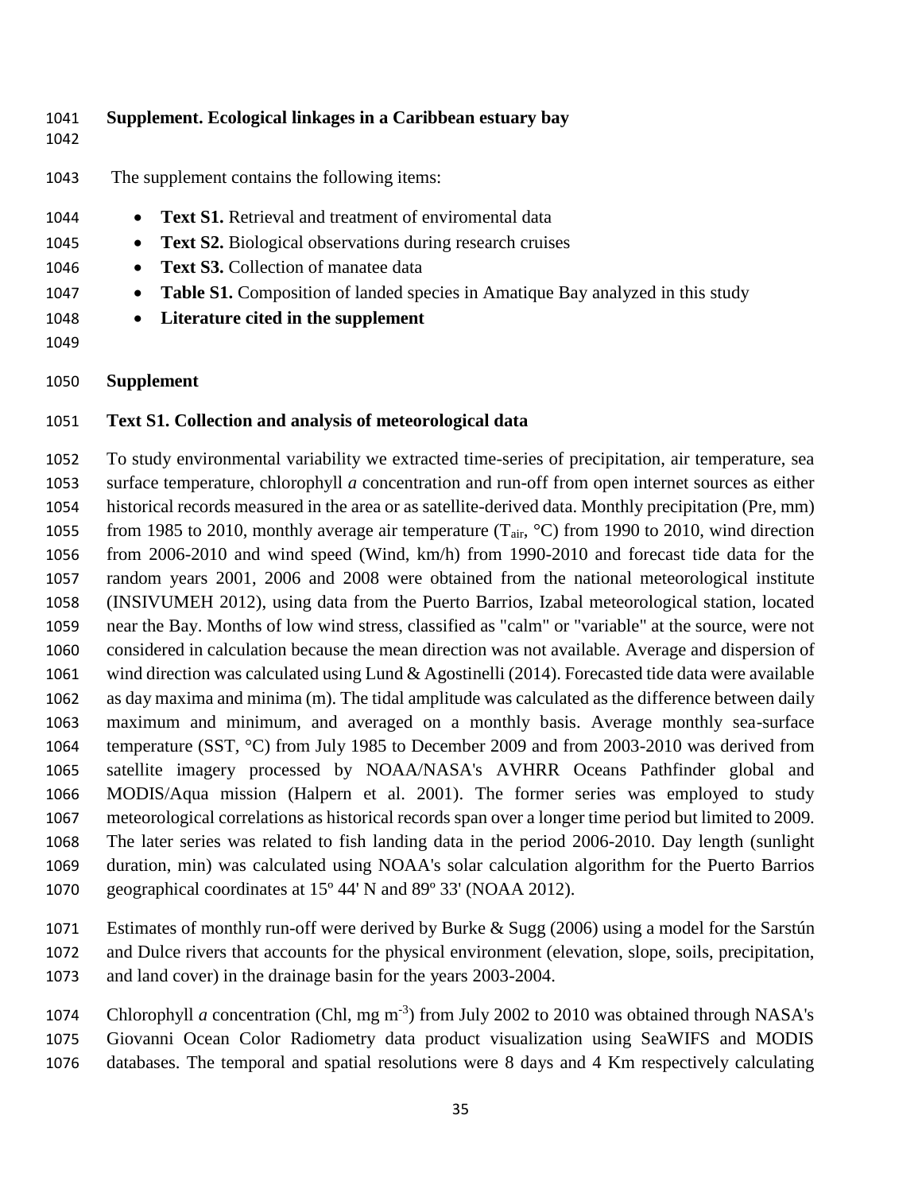**Supplement. Ecological linkages in a Caribbean estuary bay**

The supplement contains the following items:

- **Text S1.** Retrieval and treatment of enviromental data
- **Text S2.** Biological observations during research cruises
- **Text S3.** Collection of manatee data
- **Table S1.** Composition of landed species in Amatique Bay analyzed in this study
- **Literature cited in the supplement**

**Supplement**

**Text S1. Collection and analysis of meteorological data**

To study environmental variability we extracted time-series of precipitation, air temperature, sea surface temperature, chlorophyll *a* concentration and run-off from open internet sources as either historical records measured in the area or as satellite-derived data. Monthly precipitation (Pre, mm) from 1985 to 2010, monthly average air temperature ($T_{air}$, °C) from 1990 to 2010, wind direction from 2006-2010 and wind speed (Wind, km/h) from 1990-2010 and forecast tide data for the random years 2001, 2006 and 2008 were obtained from the national meteorological institute (INSIVUMEH 2012), using data from the Puerto Barrios, Izabal meteorological station, located near the Bay. Months of low wind stress, classified as "calm" or "variable" at the source, were not considered in calculation because the mean direction was not available. Average and dispersion of wind direction was calculated using Lund & Agostinelli (2014). Forecasted tide data were available as day maxima and minima (m). The tidal amplitude was calculated as the difference between daily maximum and minimum, and averaged on a monthly basis. Average monthly sea-surface temperature (SST, °C) from July 1985 to December 2009 and from 2003-2010 was derived from satellite imagery processed by NOAA/NASA's AVHRR Oceans Pathfinder global and MODIS/Aqua mission (Halpern et al. 2001). The former series was employed to study meteorological correlations as historical records span over a longer time period but limited to 2009. The later series was related to fish landing data in the period 2006-2010. Day length (sunlight duration, min) was calculated using NOAA's solar calculation algorithm for the Puerto Barrios geographical coordinates at 15º 44' N and 89º 33' (NOAA 2012).

Estimates of monthly run-off were derived by Burke & Sugg (2006) using a model for the Sarstún and Dulce rivers that accounts for the physical environment (elevation, slope, soils, precipitation, and land cover) in the drainage basin for the years 2003-2004.

Chlorophyll *a* concentration (Chl, mg $m^{-3}$) from July 2002 to 2010 was obtained through NASA's Giovanni Ocean Color Radiometry data product visualization using SeaWIFS and MODIS databases. The temporal and spatial resolutions were 8 days and 4 Km respectively calculating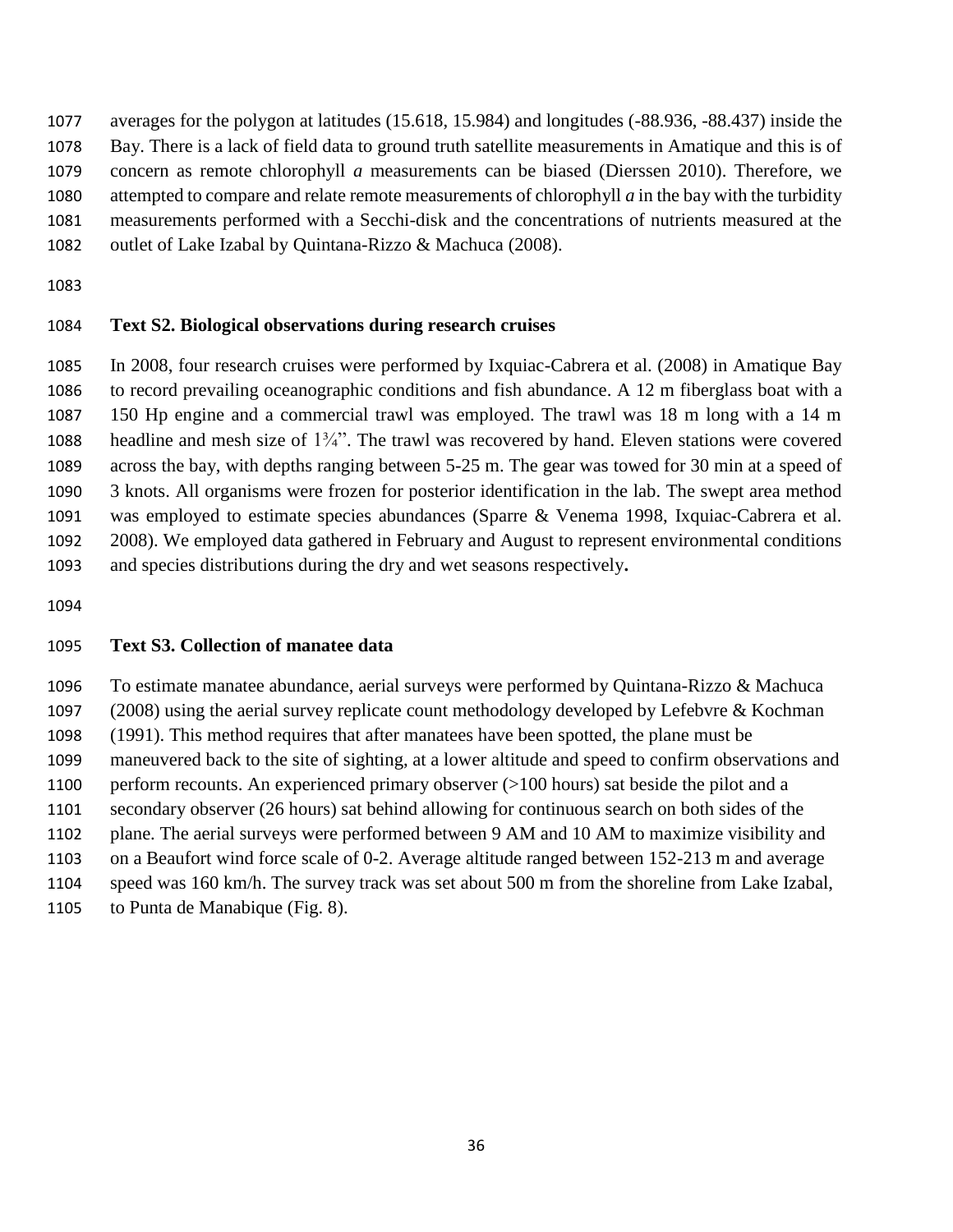averages for the polygon at latitudes (15.618, 15.984) and longitudes (-88.936, -88.437) inside the Bay. There is a lack of field data to ground truth satellite measurements in Amatique and this is of concern as remote chlorophyll *a* measurements can be biased (Dierssen 2010). Therefore, we attempted to compare and relate remote measurements of chlorophyll *a* in the bay with the turbidity measurements performed with a Secchi-disk and the concentrations of nutrients measured at the outlet of Lake Izabal by Quintana-Rizzo & Machuca (2008).

**Text S2. Biological observations during research cruises**

In 2008, four research cruises were performed by Ixquiac-Cabrera et al. (2008) in Amatique Bay to record prevailing oceanographic conditions and fish abundance. A 12 m fiberglass boat with a 150 Hp engine and a commercial trawl was employed. The trawl was 18 m long with a 14 m headline and mesh size of 1¾". The trawl was recovered by hand. Eleven stations were covered across the bay, with depths ranging between 5-25 m. The gear was towed for 30 min at a speed of 3 knots. All organisms were frozen for posterior identification in the lab. The swept area method was employed to estimate species abundances (Sparre & Venema 1998, Ixquiac-Cabrera et al. 2008). We employed data gathered in February and August to represent environmental conditions and species distributions during the dry and wet seasons respectively**.**

**Text S3. Collection of manatee data**

To estimate manatee abundance, aerial surveys were performed by Quintana-Rizzo & Machuca (2008) using the aerial survey replicate count methodology developed by Lefebvre & Kochman (1991). This method requires that after manatees have been spotted, the plane must be maneuvered back to the site of sighting, at a lower altitude and speed to confirm observations and perform recounts. An experienced primary observer (>100 hours) sat beside the pilot and a secondary observer (26 hours) sat behind allowing for continuous search on both sides of the plane. The aerial surveys were performed between 9 AM and 10 AM to maximize visibility and on a Beaufort wind force scale of 0-2. Average altitude ranged between 152-213 m and average speed was 160 km/h. The survey track was set about 500 m from the shoreline from Lake Izabal, to Punta de Manabique (Fig. 8).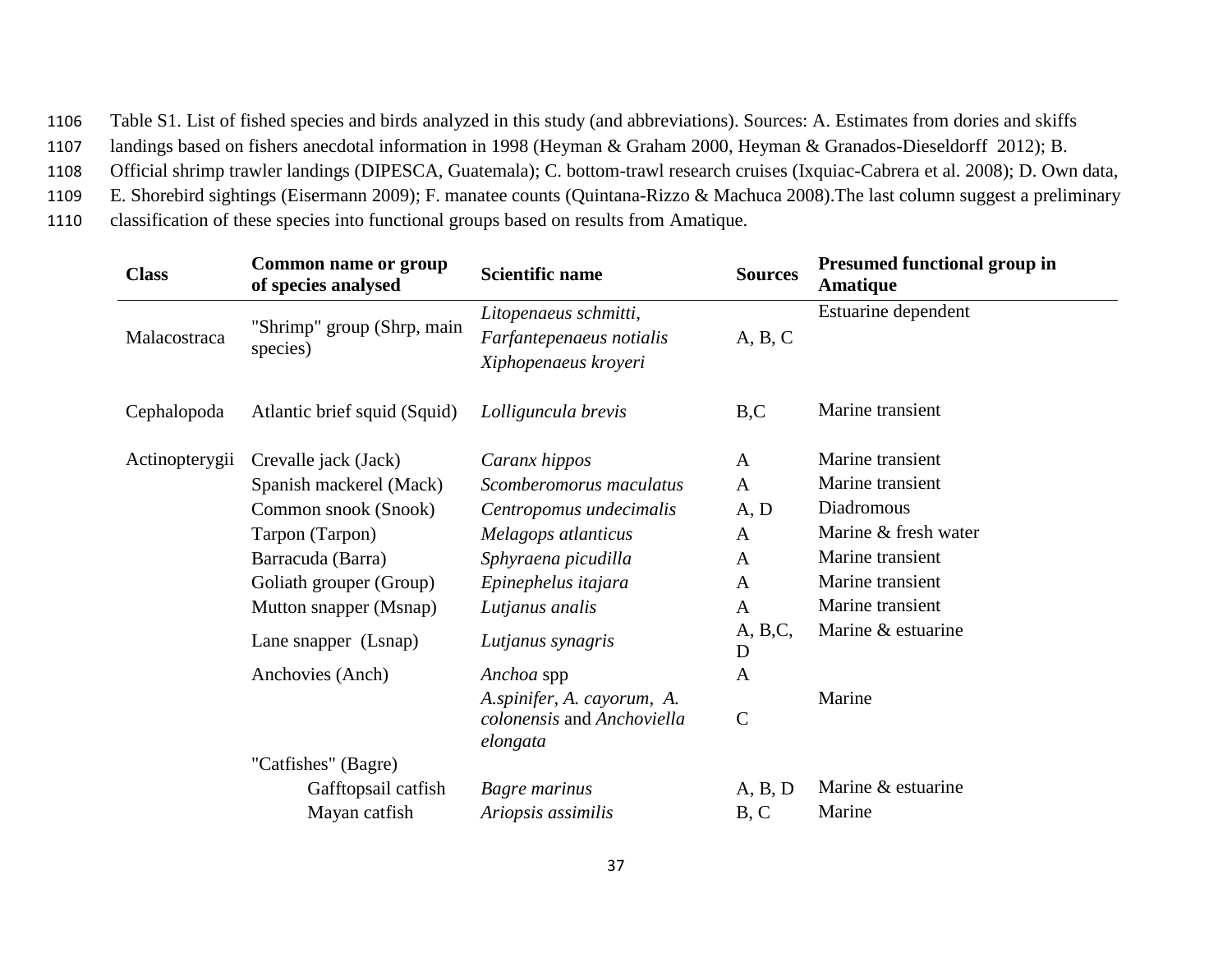Table S1. List of fished species and birds analyzed in this study (and abbreviations). Sources: A. Estimates from dories and skiffs landings based on fishers anecdotal information in 1998 (Heyman & Graham 2000, Heyman & Granados-Dieseldorff 2012); B. Official shrimp trawler landings (DIPESCA, Guatemala); C. bottom-trawl research cruises (Ixquiac-Cabrera et al. 2008); D. Own data, E. Shorebird sightings (Eisermann 2009); F. manatee counts (Quintana-Rizzo & Machuca 2008).The last column suggest a preliminary classification of these species into functional groups based on results from Amatique.

| **Class** | **Common name or group of species analysed** | **Scientific name** | **Sources** | **Presumed functional group in Amatique** |
|---|---|---|---|---|
| Malacostraca | "Shrimp" group (Shrp, main species) | *Litopenaeus schmitti*, *Farfantepenaeus notialis* *Xiphopenaeus kroyeri* | A, B, C | Estuarine dependent |
| Cephalopoda | Atlantic brief squid (Squid) | *Lolliguncula brevis* | B,C | Marine transient |
| Actinopterygii | Crevalle jack (Jack) | *Caranx hippos* | A | Marine transient |
| | Spanish mackerel (Mack) | *Scomberomorus maculatus* | A | Marine transient |
| | Common snook (Snook) | *Centropomus undecimalis* | A, D | Diadromous |
| | Tarpon (Tarpon) | *Melagops atlanticus* | A | Marine & fresh water |
| | Barracuda (Barra) | *Sphyraena picudilla* | A | Marine transient |
| | Goliath grouper (Group) | *Epinephelus itajara* | A | Marine transient |
| | Mutton snapper (Msnap) | *Lutjanus analis* | A | Marine transient |
| | Lane snapper (Lsnap) | *Lutjanus synagris* | A, B,C, D | Marine & estuarine |
| | Anchovies (Anch) | *Anchoa* spp | A | |
| | | *A.spinifer*, *A. cayorum*, *A. colonensis* and *Anchoviella elongata* | C | Marine |
| | "Catfishes" (Bagre) | | | |
| | Gafftopsail catfish | *Bagre marinus* | A, B, D | Marine & estuarine |
| | Mayan catfish | *Ariopsis assimilis* | B, C | Marine |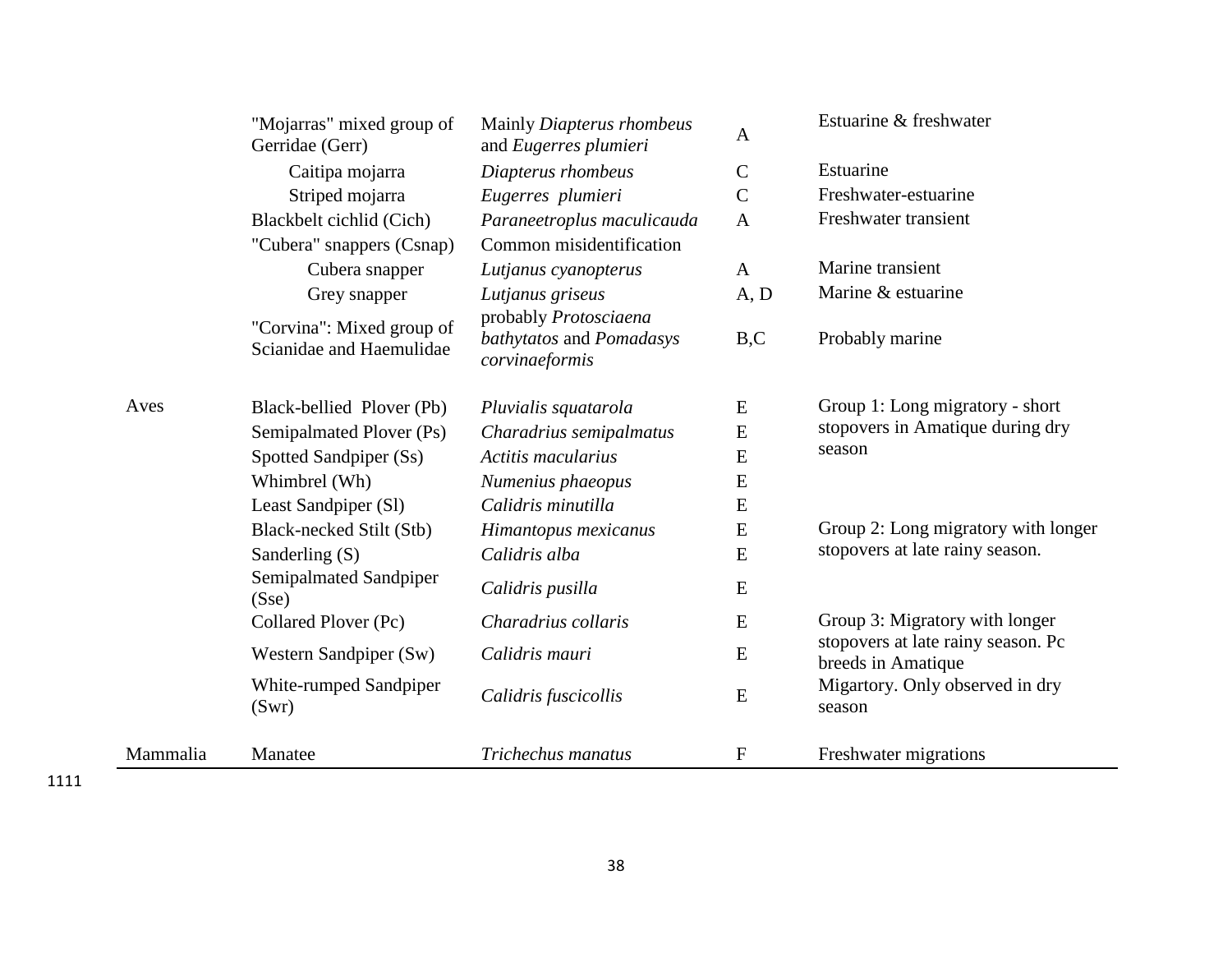| | | | | |
|---|---|---|---|---|
| | "Mojarras" mixed group of Gerridae (Gerr) | Mainly *Diapterus rhombeus* and *Eugerres plumieri* | A | Estuarine & freshwater |
| | Caitipa mojarra | *Diapterus rhombeus* | C | Estuarine |
| | Striped mojarra | *Eugerres plumieri* | C | Freshwater-estuarine |
| | Blackbelt cichlid (Cich) | *Paraneetroplus maculicauda* | A | Freshwater transient |
| | "Cubera" snappers (Csnap) | Common misidentification | | |
| | Cubera snapper | *Lutjanus cyanopterus* | A | Marine transient |
| | Grey snapper | *Lutjanus griseus* | A, D | Marine & estuarine |
| | "Corvina": Mixed group of Scianidae and Haemulidae | probably *Protosciaena bathytatos* and *Pomadasys corvinaeformis* | B,C | Probably marine |
| Aves | Black-bellied Plover (Pb) | *Pluvialis squatarola* | E | Group 1: Long migratory - short stopovers in Amatique during dry season |
| | Semipalmated Plover (Ps) | *Charadrius semipalmatus* | E | |
| | Spotted Sandpiper (Ss) | *Actitis macularius* | E | |
| | Whimbrel (Wh) | *Numenius phaeopus* | E | |
| | Least Sandpiper (Sl) | *Calidris minutilla* | E | |
| | Black-necked Stilt (Stb) | *Himantopus mexicanus* | E | Group 2: Long migratory with longer stopovers at late rainy season. |
| | Sanderling (S) | *Calidris alba* | E | |
| | Semipalmated Sandpiper (Sse) | *Calidris pusilla* | E | |
| | Collared Plover (Pc) | *Charadrius collaris* | E | Group 3: Migratory with longer stopovers at late rainy season. Pc breeds in Amatique |
| | Western Sandpiper (Sw) | *Calidris mauri* | E | |
| | White-rumped Sandpiper (Swr) | *Calidris fuscicollis* | E | Migartory. Only observed in dry season |
| Mammalia | Manatee | *Trichechus manatus* | F | Freshwater migrations |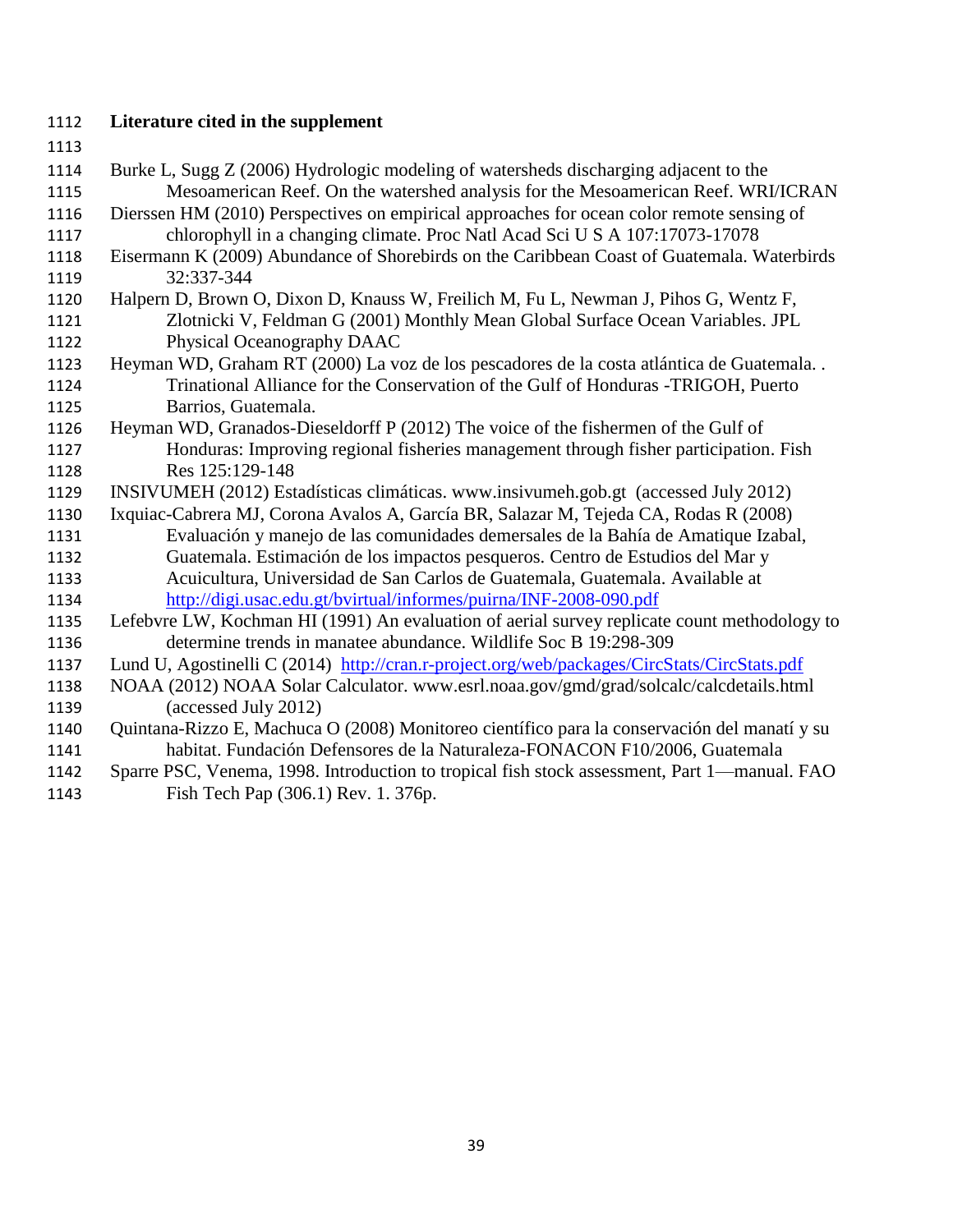## Literature cited in the supplement

Burke L, Sugg Z (2006) Hydrologic modeling of watersheds discharging adjacent to the Mesoamerican Reef. On the watershed analysis for the Mesoamerican Reef. WRI/ICRAN

Dierssen HM (2010) Perspectives on empirical approaches for ocean color remote sensing of chlorophyll in a changing climate. Proc Natl Acad Sci U S A 107:17073-17078

Eisermann K (2009) Abundance of Shorebirds on the Caribbean Coast of Guatemala. Waterbirds 32:337-344

Halpern D, Brown O, Dixon D, Knauss W, Freilich M, Fu L, Newman J, Pihos G, Wentz F, Zlotnicki V, Feldman G (2001) Monthly Mean Global Surface Ocean Variables. JPL Physical Oceanography DAAC

Heyman WD, Graham RT (2000) La voz de los pescadores de la costa atlántica de Guatemala. . Trinational Alliance for the Conservation of the Gulf of Honduras -TRIGOH, Puerto Barrios, Guatemala.

Heyman WD, Granados-Dieseldorff P (2012) The voice of the fishermen of the Gulf of Honduras: Improving regional fisheries management through fisher participation. Fish Res 125:129-148

INSIVUMEH (2012) Estadísticas climáticas. www.insivumeh.gob.gt (accessed July 2012)

Ixquiac-Cabrera MJ, Corona Avalos A, García BR, Salazar M, Tejeda CA, Rodas R (2008) Evaluación y manejo de las comunidades demersales de la Bahía de Amatique Izabal, Guatemala. Estimación de los impactos pesqueros. Centro de Estudios del Mar y Acuicultura, Universidad de San Carlos de Guatemala, Guatemala. Available at http://digi.usac.edu.gt/bvirtual/informes/puirna/INF-2008-090.pdf

Lefebvre LW, Kochman HI (1991) An evaluation of aerial survey replicate count methodology to determine trends in manatee abundance. Wildlife Soc B 19:298-309

Lund U, Agostinelli C (2014) http://cran.r-project.org/web/packages/CircStats/CircStats.pdf

NOAA (2012) NOAA Solar Calculator. www.esrl.noaa.gov/gmd/grad/solcalc/calcdetails.html (accessed July 2012)

Quintana-Rizzo E, Machuca O (2008) Monitoreo científico para la conservación del manatí y su habitat. Fundación Defensores de la Naturaleza-FONACON F10/2006, Guatemala

Sparre PSC, Venema, 1998. Introduction to tropical fish stock assessment, Part 1—manual. FAO Fish Tech Pap (306.1) Rev. 1. 376p.